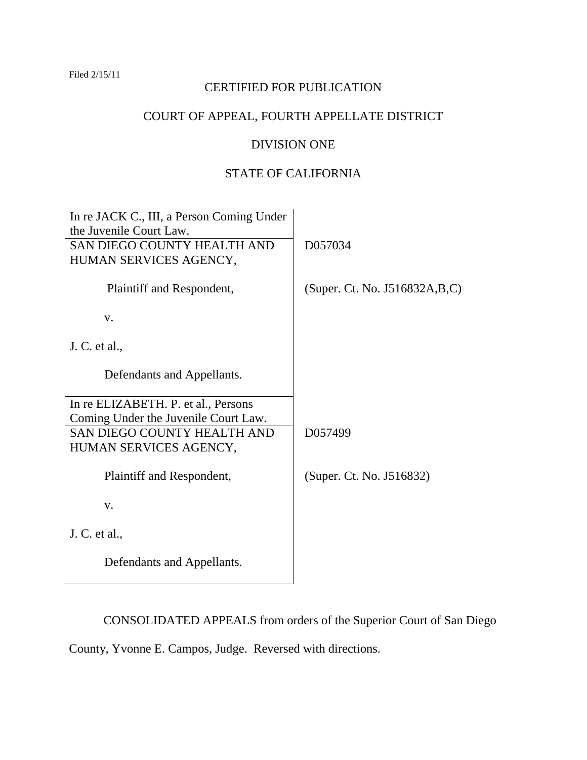Filed 2/15/11

CERTIFIED FOR PUBLICATION

COURT OF APPEAL, FOURTH APPELLATE DISTRICT

DIVISION ONE

STATE OF CALIFORNIA

| | |
|---|---|
| In re JACK C., III, a Person Coming Under the Juvenile Court Law. | |
| SAN DIEGO COUNTY HEALTH AND HUMAN SERVICES AGENCY,<br><br>Plaintiff and Respondent,<br><br>v.<br><br>J. C. et al.,<br><br>Defendants and Appellants. | D057034<br><br>(Super. Ct. No. J516832A,B,C) |
| In re ELIZABETH. P. et al., Persons Coming Under the Juvenile Court Law. | |
| SAN DIEGO COUNTY HEALTH AND HUMAN SERVICES AGENCY,<br><br>Plaintiff and Respondent,<br><br>v.<br><br>J. C. et al.,<br><br>Defendants and Appellants. | D057499<br><br>(Super. Ct. No. J516832) |

CONSOLIDATED APPEALS from orders of the Superior Court of San Diego County, Yvonne E. Campos, Judge. Reversed with directions.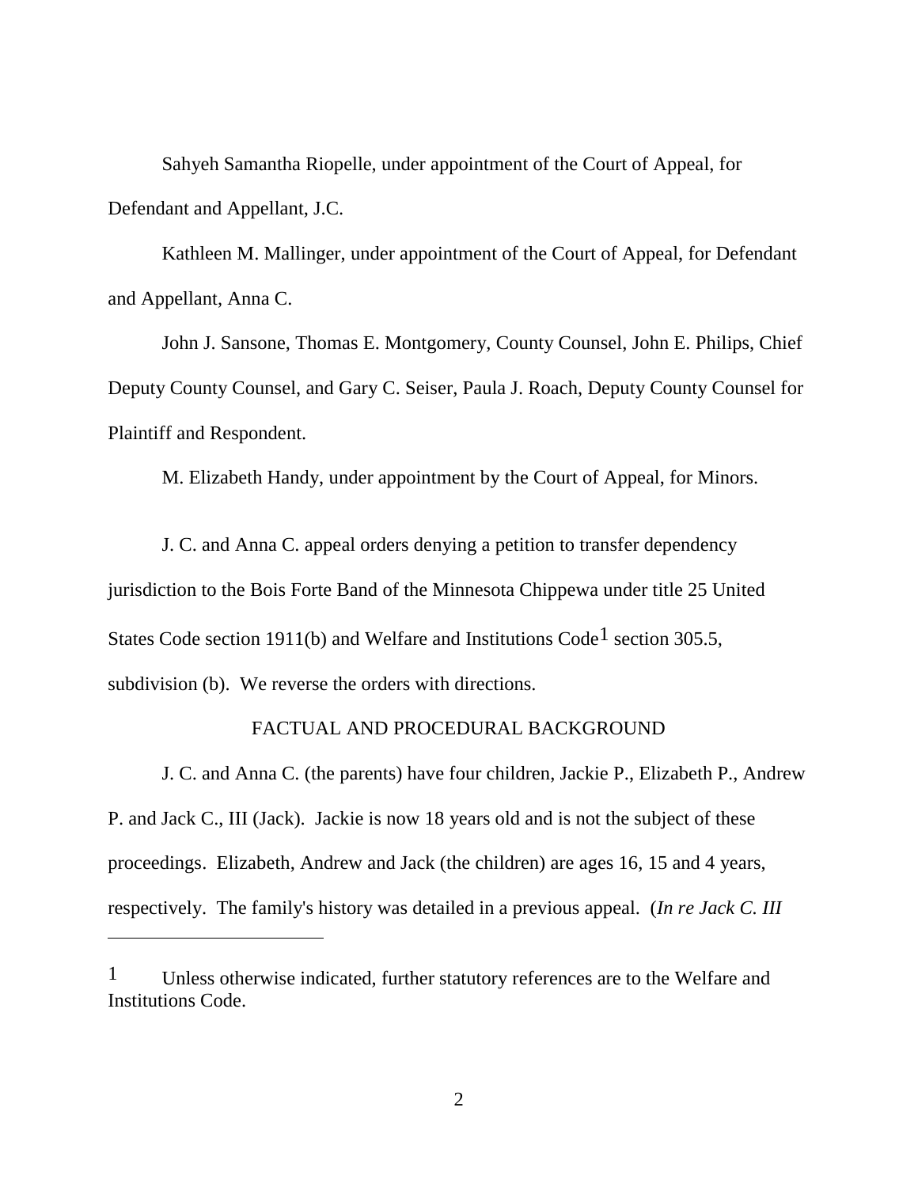Sahyeh Samantha Riopelle, under appointment of the Court of Appeal, for Defendant and Appellant, J.C.

Kathleen M. Mallinger, under appointment of the Court of Appeal, for Defendant and Appellant, Anna C.

John J. Sansone, Thomas E. Montgomery, County Counsel, John E. Philips, Chief Deputy County Counsel, and Gary C. Seiser, Paula J. Roach, Deputy County Counsel for Plaintiff and Respondent.

M. Elizabeth Handy, under appointment by the Court of Appeal, for Minors.

J. C. and Anna C. appeal orders denying a petition to transfer dependency jurisdiction to the Bois Forte Band of the Minnesota Chippewa under title 25 United States Code section 1911(b) and Welfare and Institutions Code[1] section 305.5, subdivision (b). We reverse the orders with directions.

## FACTUAL AND PROCEDURAL BACKGROUND

J. C. and Anna C. (the parents) have four children, Jackie P., Elizabeth P., Andrew P. and Jack C., III (Jack). Jackie is now 18 years old and is not the subject of these proceedings. Elizabeth, Andrew and Jack (the children) are ages 16, 15 and 4 years, respectively. The family's history was detailed in a previous appeal. (*In re Jack C. III*

---

[1] Unless otherwise indicated, further statutory references are to the Welfare and Institutions Code.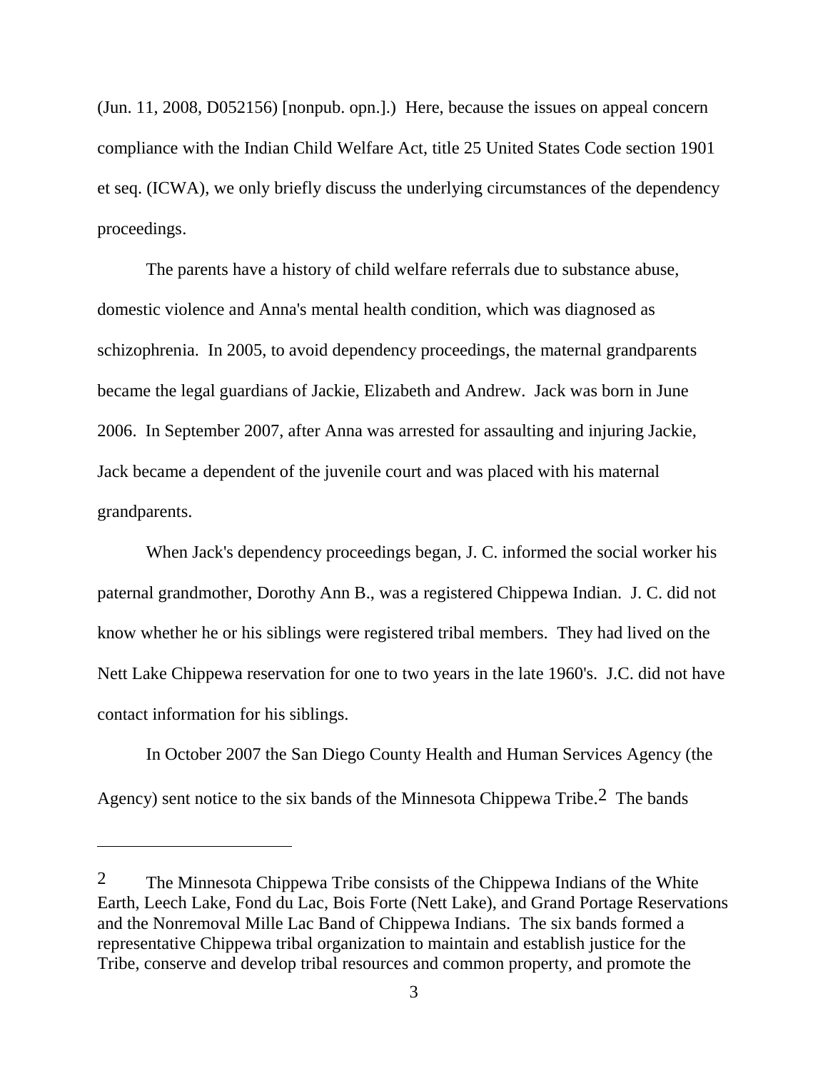(Jun. 11, 2008, D052156) [nonpub. opn.].) Here, because the issues on appeal concern compliance with the Indian Child Welfare Act, title 25 United States Code section 1901 et seq. (ICWA), we only briefly discuss the underlying circumstances of the dependency proceedings.

The parents have a history of child welfare referrals due to substance abuse, domestic violence and Anna's mental health condition, which was diagnosed as schizophrenia. In 2005, to avoid dependency proceedings, the maternal grandparents became the legal guardians of Jackie, Elizabeth and Andrew. Jack was born in June 2006. In September 2007, after Anna was arrested for assaulting and injuring Jackie, Jack became a dependent of the juvenile court and was placed with his maternal grandparents.

When Jack's dependency proceedings began, J. C. informed the social worker his paternal grandmother, Dorothy Ann B., was a registered Chippewa Indian. J. C. did not know whether he or his siblings were registered tribal members. They had lived on the Nett Lake Chippewa reservation for one to two years in the late 1960's. J.C. did not have contact information for his siblings.

In October 2007 the San Diego County Health and Human Services Agency (the Agency) sent notice to the six bands of the Minnesota Chippewa Tribe.[2] The bands

---

[2] The Minnesota Chippewa Tribe consists of the Chippewa Indians of the White Earth, Leech Lake, Fond du Lac, Bois Forte (Nett Lake), and Grand Portage Reservations and the Nonremoval Mille Lac Band of Chippewa Indians. The six bands formed a representative Chippewa tribal organization to maintain and establish justice for the Tribe, conserve and develop tribal resources and common property, and promote the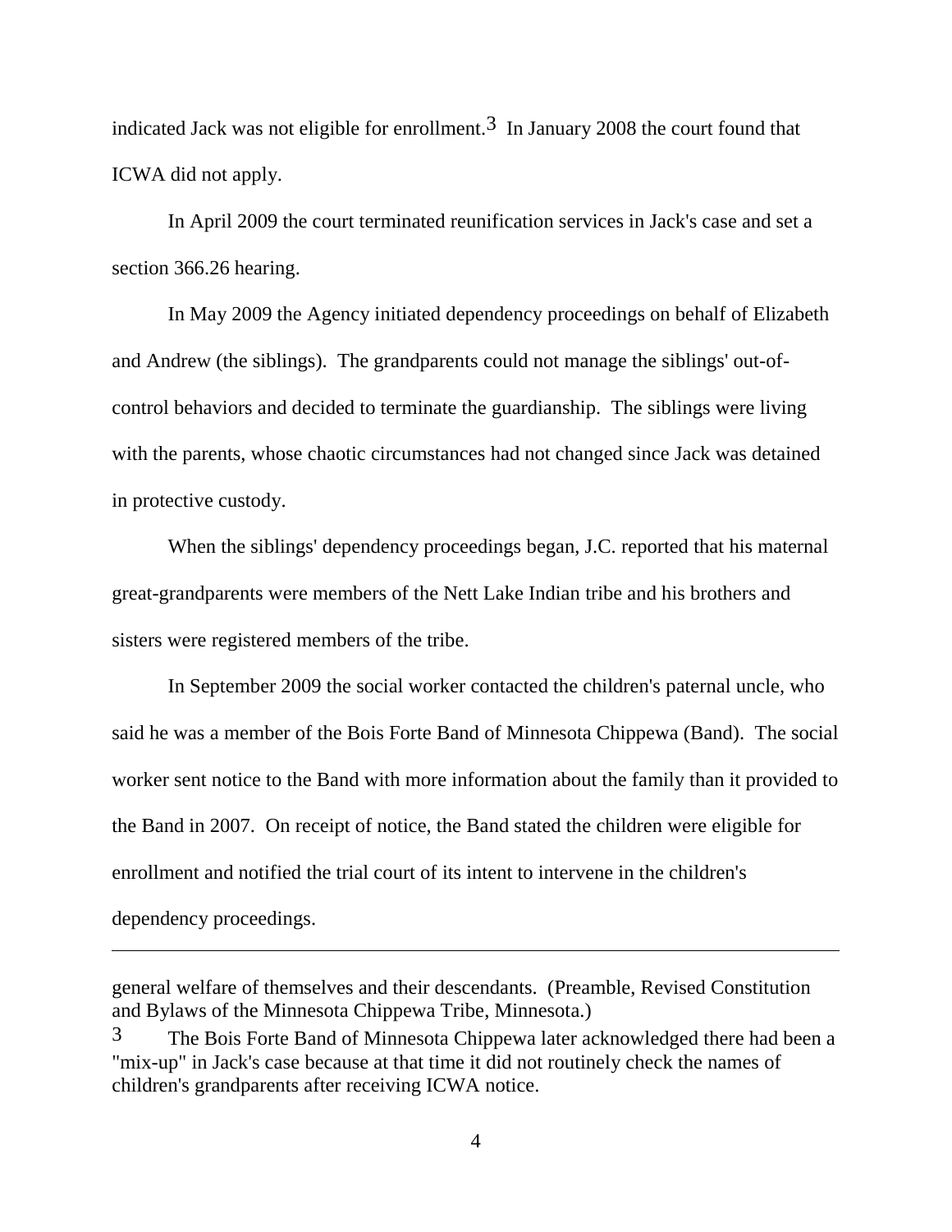indicated Jack was not eligible for enrollment.[3] In January 2008 the court found that ICWA did not apply.

In April 2009 the court terminated reunification services in Jack's case and set a section 366.26 hearing.

In May 2009 the Agency initiated dependency proceedings on behalf of Elizabeth and Andrew (the siblings). The grandparents could not manage the siblings' out-of-control behaviors and decided to terminate the guardianship. The siblings were living with the parents, whose chaotic circumstances had not changed since Jack was detained in protective custody.

When the siblings' dependency proceedings began, J.C. reported that his maternal great-grandparents were members of the Nett Lake Indian tribe and his brothers and sisters were registered members of the tribe.

In September 2009 the social worker contacted the children's paternal uncle, who said he was a member of the Bois Forte Band of Minnesota Chippewa (Band). The social worker sent notice to the Band with more information about the family than it provided to the Band in 2007. On receipt of notice, the Band stated the children were eligible for enrollment and notified the trial court of its intent to intervene in the children's dependency proceedings.

---

general welfare of themselves and their descendants. (Preamble, Revised Constitution and Bylaws of the Minnesota Chippewa Tribe, Minnesota.)

[3] The Bois Forte Band of Minnesota Chippewa later acknowledged there had been a "mix-up" in Jack's case because at that time it did not routinely check the names of children's grandparents after receiving ICWA notice.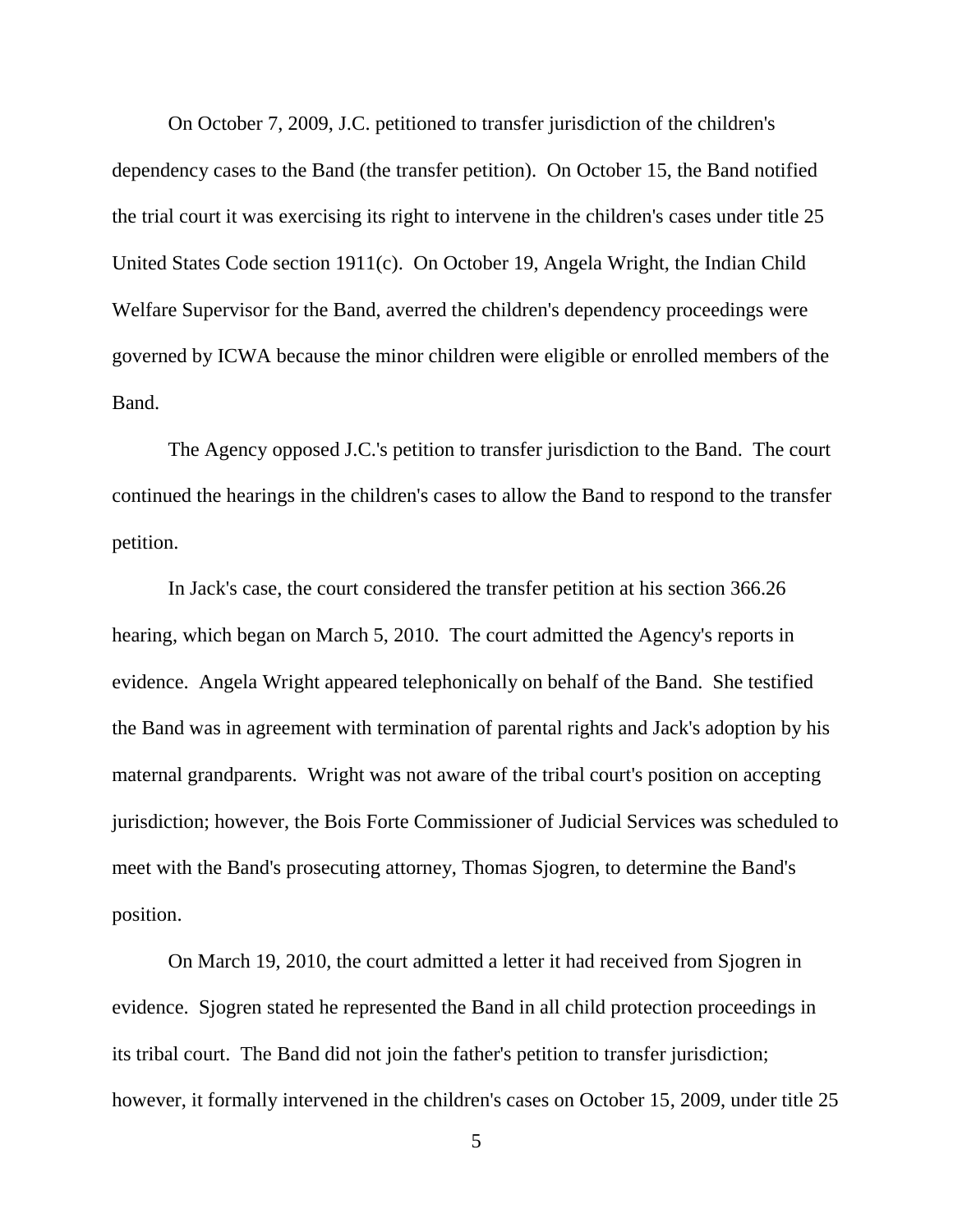On October 7, 2009, J.C. petitioned to transfer jurisdiction of the children's dependency cases to the Band (the transfer petition). On October 15, the Band notified the trial court it was exercising its right to intervene in the children's cases under title 25 United States Code section 1911(c). On October 19, Angela Wright, the Indian Child Welfare Supervisor for the Band, averred the children's dependency proceedings were governed by ICWA because the minor children were eligible or enrolled members of the Band.

The Agency opposed J.C.'s petition to transfer jurisdiction to the Band. The court continued the hearings in the children's cases to allow the Band to respond to the transfer petition.

In Jack's case, the court considered the transfer petition at his section 366.26 hearing, which began on March 5, 2010. The court admitted the Agency's reports in evidence. Angela Wright appeared telephonically on behalf of the Band. She testified the Band was in agreement with termination of parental rights and Jack's adoption by his maternal grandparents. Wright was not aware of the tribal court's position on accepting jurisdiction; however, the Bois Forte Commissioner of Judicial Services was scheduled to meet with the Band's prosecuting attorney, Thomas Sjogren, to determine the Band's position.

On March 19, 2010, the court admitted a letter it had received from Sjogren in evidence. Sjogren stated he represented the Band in all child protection proceedings in its tribal court. The Band did not join the father's petition to transfer jurisdiction; however, it formally intervened in the children's cases on October 15, 2009, under title 25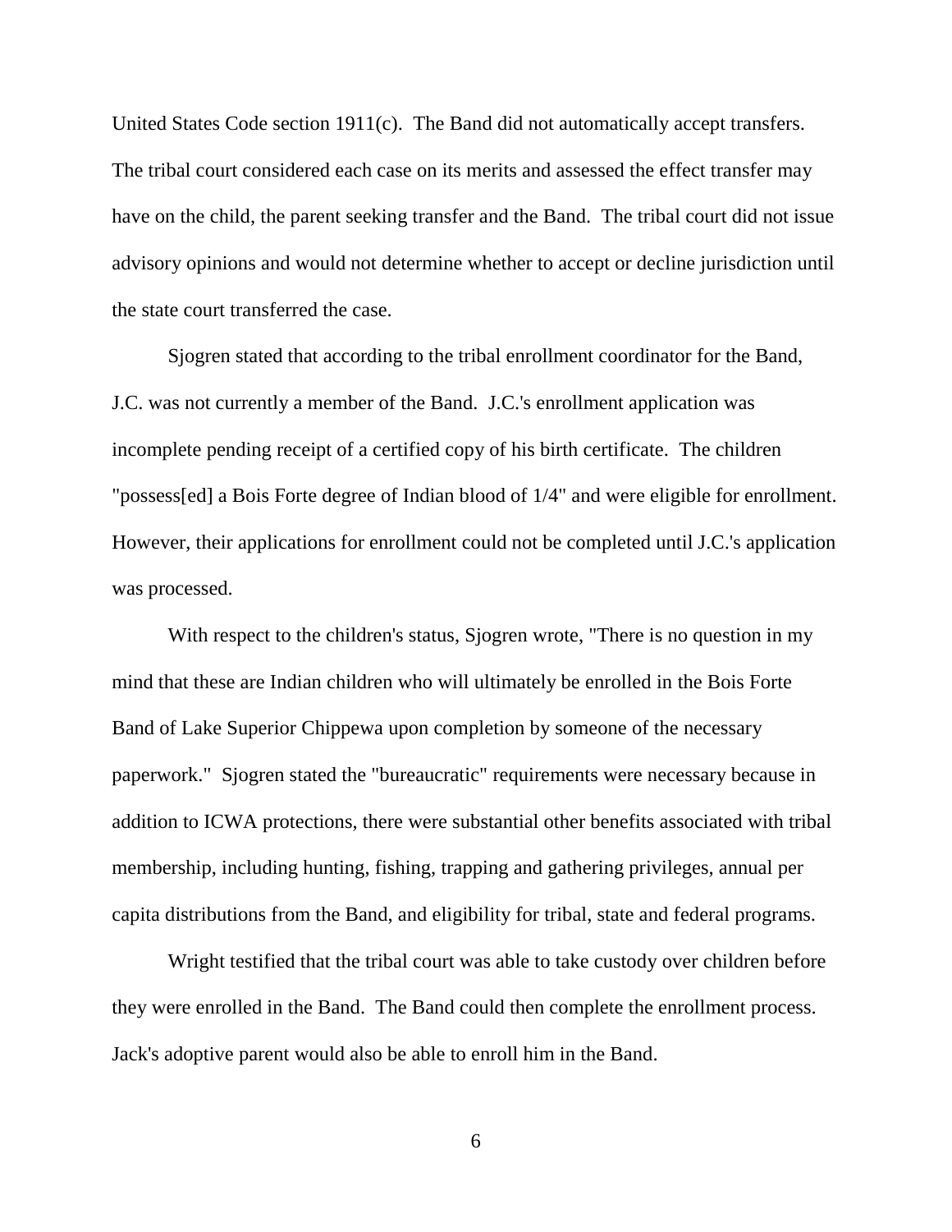United States Code section 1911(c). The Band did not automatically accept transfers. The tribal court considered each case on its merits and assessed the effect transfer may have on the child, the parent seeking transfer and the Band. The tribal court did not issue advisory opinions and would not determine whether to accept or decline jurisdiction until the state court transferred the case.

Sjogren stated that according to the tribal enrollment coordinator for the Band, J.C. was not currently a member of the Band. J.C.'s enrollment application was incomplete pending receipt of a certified copy of his birth certificate. The children "possess[ed] a Bois Forte degree of Indian blood of 1/4" and were eligible for enrollment. However, their applications for enrollment could not be completed until J.C.'s application was processed.

With respect to the children's status, Sjogren wrote, "There is no question in my mind that these are Indian children who will ultimately be enrolled in the Bois Forte Band of Lake Superior Chippewa upon completion by someone of the necessary paperwork." Sjogren stated the "bureaucratic" requirements were necessary because in addition to ICWA protections, there were substantial other benefits associated with tribal membership, including hunting, fishing, trapping and gathering privileges, annual per capita distributions from the Band, and eligibility for tribal, state and federal programs.

Wright testified that the tribal court was able to take custody over children before they were enrolled in the Band. The Band could then complete the enrollment process. Jack's adoptive parent would also be able to enroll him in the Band.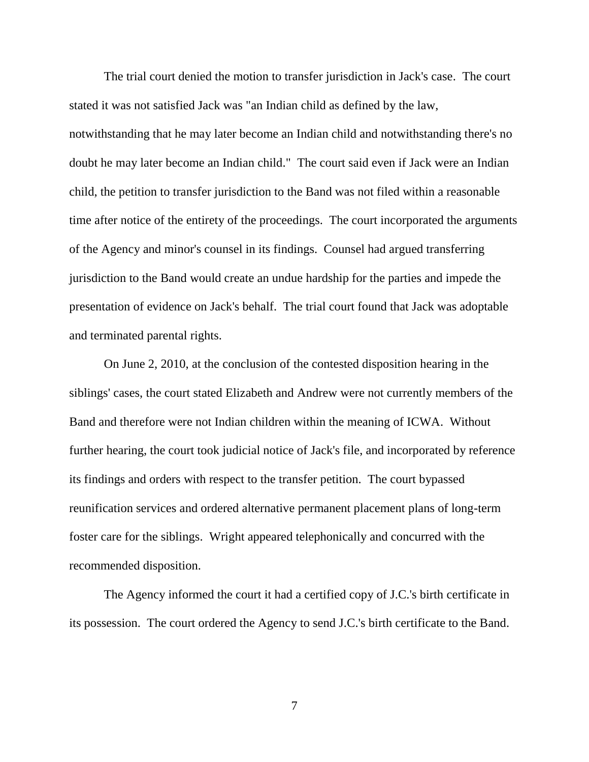The trial court denied the motion to transfer jurisdiction in Jack's case. The court stated it was not satisfied Jack was "an Indian child as defined by the law, notwithstanding that he may later become an Indian child and notwithstanding there's no doubt he may later become an Indian child." The court said even if Jack were an Indian child, the petition to transfer jurisdiction to the Band was not filed within a reasonable time after notice of the entirety of the proceedings. The court incorporated the arguments of the Agency and minor's counsel in its findings. Counsel had argued transferring jurisdiction to the Band would create an undue hardship for the parties and impede the presentation of evidence on Jack's behalf. The trial court found that Jack was adoptable and terminated parental rights.

On June 2, 2010, at the conclusion of the contested disposition hearing in the siblings' cases, the court stated Elizabeth and Andrew were not currently members of the Band and therefore were not Indian children within the meaning of ICWA. Without further hearing, the court took judicial notice of Jack's file, and incorporated by reference its findings and orders with respect to the transfer petition. The court bypassed reunification services and ordered alternative permanent placement plans of long-term foster care for the siblings. Wright appeared telephonically and concurred with the recommended disposition.

The Agency informed the court it had a certified copy of J.C.'s birth certificate in its possession. The court ordered the Agency to send J.C.'s birth certificate to the Band.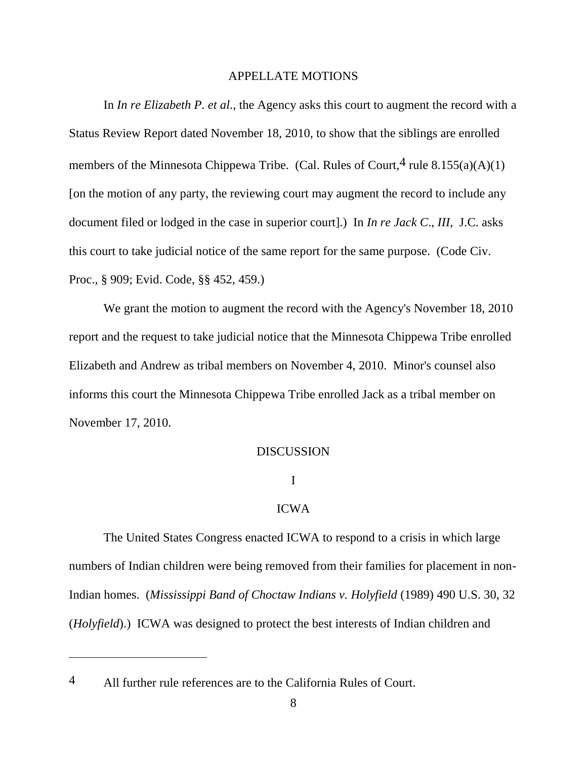## APPELLATE MOTIONS

In *In re Elizabeth P. et al*., the Agency asks this court to augment the record with a Status Review Report dated November 18, 2010, to show that the siblings are enrolled members of the Minnesota Chippewa Tribe. (Cal. Rules of Court,[4] rule 8.155(a)(A)(1) [on the motion of any party, the reviewing court may augment the record to include any document filed or lodged in the case in superior court].) In *In re Jack C*., *III*, J.C. asks this court to take judicial notice of the same report for the same purpose. (Code Civ. Proc., § 909; Evid. Code, §§ 452, 459.)

We grant the motion to augment the record with the Agency's November 18, 2010 report and the request to take judicial notice that the Minnesota Chippewa Tribe enrolled Elizabeth and Andrew as tribal members on November 4, 2010. Minor's counsel also informs this court the Minnesota Chippewa Tribe enrolled Jack as a tribal member on November 17, 2010.

## DISCUSSION

### I

### ICWA

The United States Congress enacted ICWA to respond to a crisis in which large numbers of Indian children were being removed from their families for placement in non-Indian homes. (*Mississippi Band of Choctaw Indians v. Holyfield* (1989) 490 U.S. 30, 32 (*Holyfield*).) ICWA was designed to protect the best interests of Indian children and

---

[4] All further rule references are to the California Rules of Court.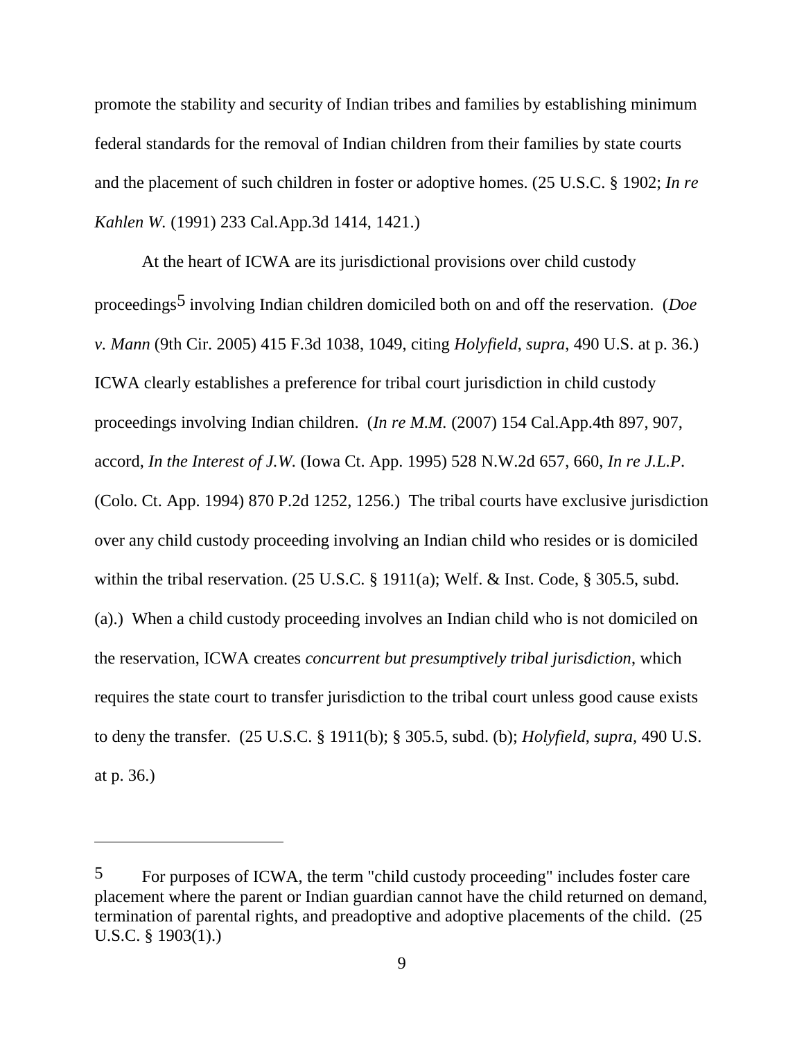promote the stability and security of Indian tribes and families by establishing minimum federal standards for the removal of Indian children from their families by state courts and the placement of such children in foster or adoptive homes. (25 U.S.C. § 1902; *In re Kahlen W.* (1991) 233 Cal.App.3d 1414, 1421.)

At the heart of ICWA are its jurisdictional provisions over child custody proceedings[5] involving Indian children domiciled both on and off the reservation. (*Doe v. Mann* (9th Cir. 2005) 415 F.3d 1038, 1049, citing *Holyfield*, *supra*, 490 U.S. at p. 36.) ICWA clearly establishes a preference for tribal court jurisdiction in child custody proceedings involving Indian children. (*In re M.M.* (2007) 154 Cal.App.4th 897, 907, accord, *In the Interest of J.W.* (Iowa Ct. App. 1995) 528 N.W.2d 657, 660, *In re J.L.P*. (Colo. Ct. App. 1994) 870 P.2d 1252, 1256.) The tribal courts have exclusive jurisdiction over any child custody proceeding involving an Indian child who resides or is domiciled within the tribal reservation. (25 U.S.C. § 1911(a); Welf. & Inst. Code, § 305.5, subd. (a).) When a child custody proceeding involves an Indian child who is not domiciled on the reservation, ICWA creates *concurrent but presumptively tribal jurisdiction*, which requires the state court to transfer jurisdiction to the tribal court unless good cause exists to deny the transfer. (25 U.S.C. § 1911(b); § 305.5, subd. (b); *Holyfield*, *supra*, 490 U.S. at p. 36.)

---

[5] For purposes of ICWA, the term "child custody proceeding" includes foster care placement where the parent or Indian guardian cannot have the child returned on demand, termination of parental rights, and preadoptive and adoptive placements of the child. (25 U.S.C. § 1903(1).)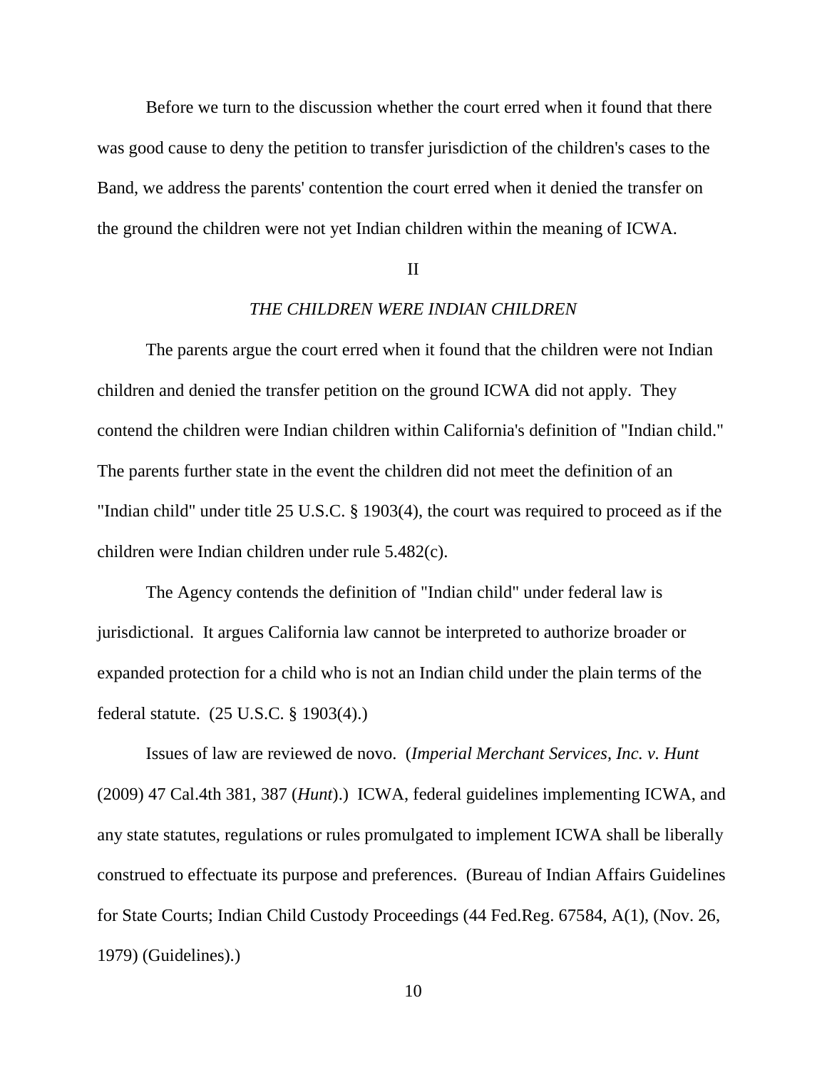Before we turn to the discussion whether the court erred when it found that there was good cause to deny the petition to transfer jurisdiction of the children's cases to the Band, we address the parents' contention the court erred when it denied the transfer on the ground the children were not yet Indian children within the meaning of ICWA.

## II

### *THE CHILDREN WERE INDIAN CHILDREN*

The parents argue the court erred when it found that the children were not Indian children and denied the transfer petition on the ground ICWA did not apply. They contend the children were Indian children within California's definition of "Indian child." The parents further state in the event the children did not meet the definition of an "Indian child" under title 25 U.S.C. § 1903(4), the court was required to proceed as if the children were Indian children under rule 5.482(c).

The Agency contends the definition of "Indian child" under federal law is jurisdictional. It argues California law cannot be interpreted to authorize broader or expanded protection for a child who is not an Indian child under the plain terms of the federal statute. (25 U.S.C. § 1903(4).)

Issues of law are reviewed de novo. (*Imperial Merchant Services, Inc. v. Hunt* (2009) 47 Cal.4th 381, 387 (*Hunt*).) ICWA, federal guidelines implementing ICWA, and any state statutes, regulations or rules promulgated to implement ICWA shall be liberally construed to effectuate its purpose and preferences. (Bureau of Indian Affairs Guidelines for State Courts; Indian Child Custody Proceedings (44 Fed.Reg. 67584, A(1), (Nov. 26, 1979) (Guidelines).)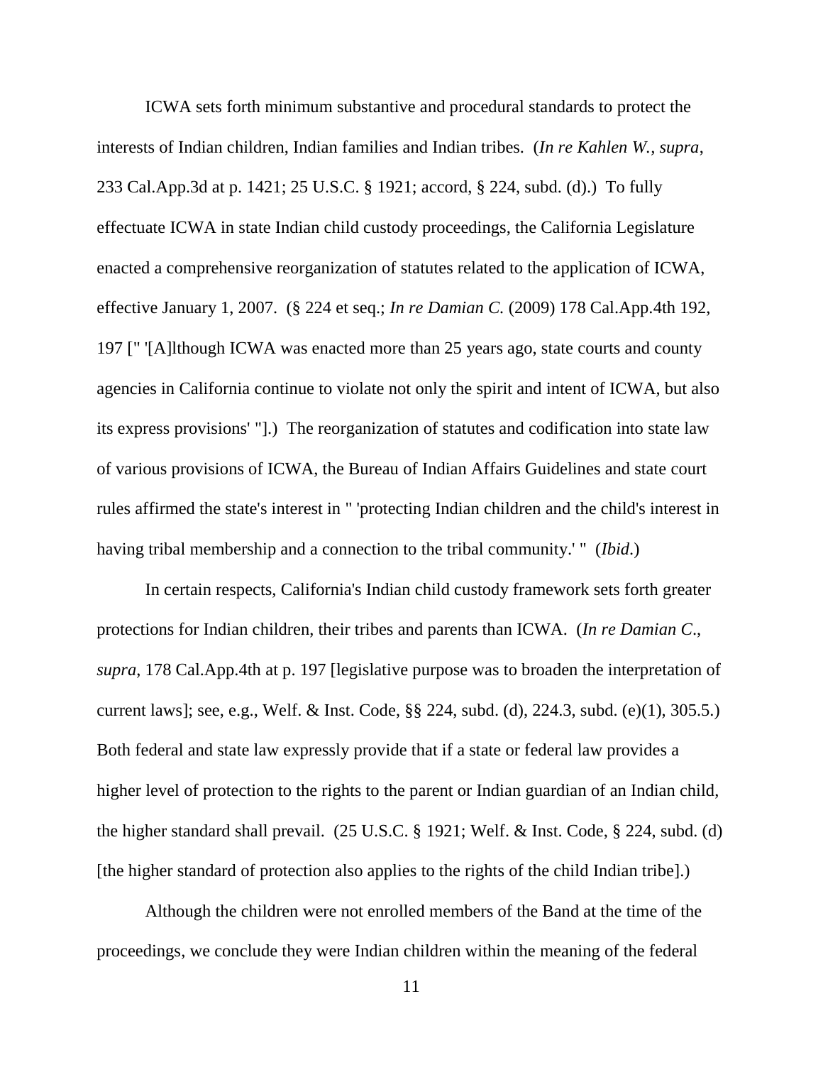ICWA sets forth minimum substantive and procedural standards to protect the interests of Indian children, Indian families and Indian tribes. (*In re Kahlen W., supra*, 233 Cal.App.3d at p. 1421; 25 U.S.C. § 1921; accord, § 224, subd. (d).) To fully effectuate ICWA in state Indian child custody proceedings, the California Legislature enacted a comprehensive reorganization of statutes related to the application of ICWA, effective January 1, 2007. (§ 224 et seq.; *In re Damian C.* (2009) 178 Cal.App.4th 192, 197 [" '[A]lthough ICWA was enacted more than 25 years ago, state courts and county agencies in California continue to violate not only the spirit and intent of ICWA, but also its express provisions' "].) The reorganization of statutes and codification into state law of various provisions of ICWA, the Bureau of Indian Affairs Guidelines and state court rules affirmed the state's interest in " 'protecting Indian children and the child's interest in having tribal membership and a connection to the tribal community.' " (*Ibid*.)

In certain respects, California's Indian child custody framework sets forth greater protections for Indian children, their tribes and parents than ICWA. (*In re Damian C*., *supra*, 178 Cal.App.4th at p. 197 [legislative purpose was to broaden the interpretation of current laws]; see, e.g., Welf. & Inst. Code, §§ 224, subd. (d), 224.3, subd. (e)(1), 305.5.) Both federal and state law expressly provide that if a state or federal law provides a higher level of protection to the rights to the parent or Indian guardian of an Indian child, the higher standard shall prevail. (25 U.S.C. § 1921; Welf. & Inst. Code, § 224, subd. (d) [the higher standard of protection also applies to the rights of the child Indian tribe].)

Although the children were not enrolled members of the Band at the time of the proceedings, we conclude they were Indian children within the meaning of the federal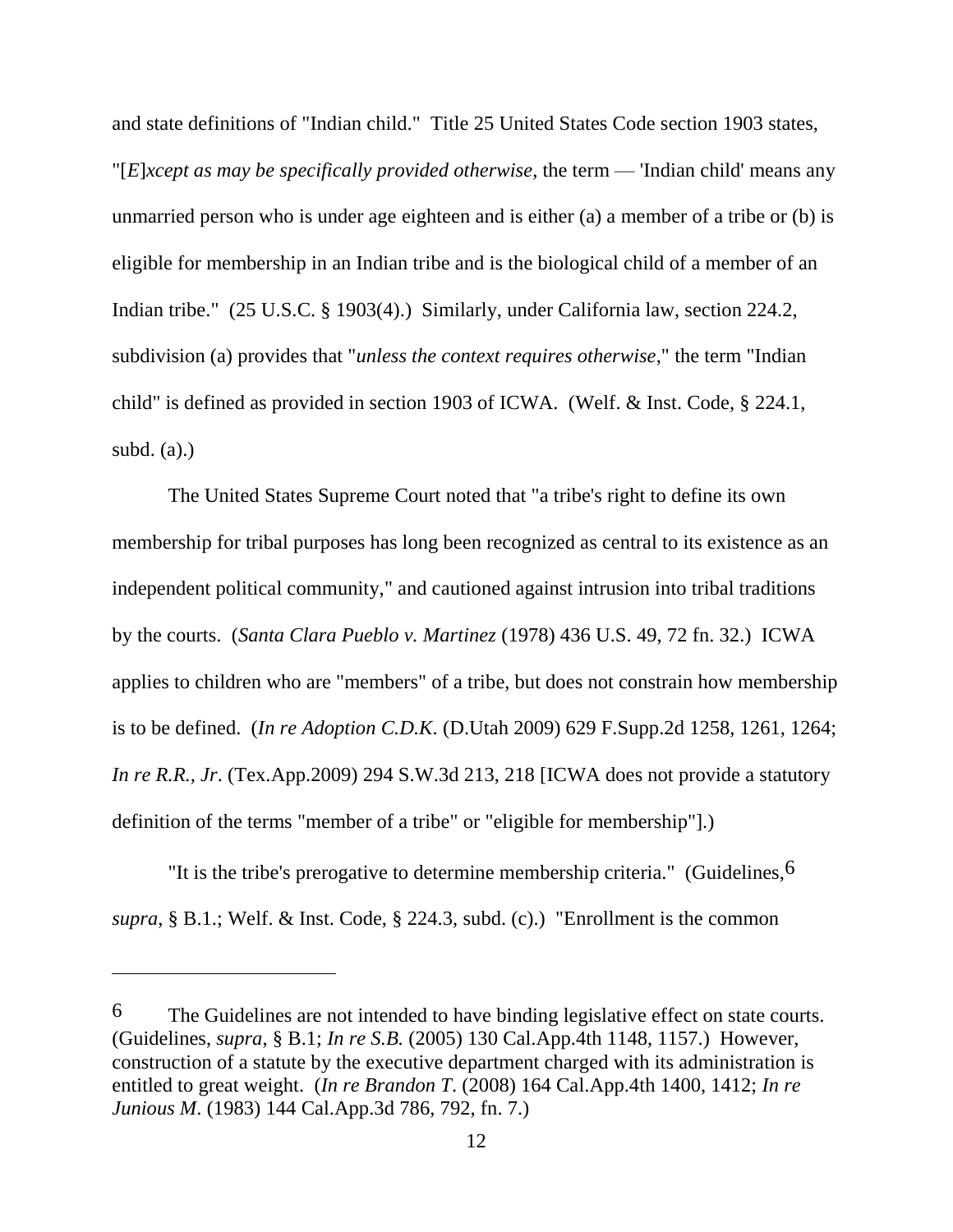and state definitions of "Indian child." Title 25 United States Code section 1903 states, "[*E*]*xcept as may be specifically provided otherwise*, the term — 'Indian child' means any unmarried person who is under age eighteen and is either (a) a member of a tribe or (b) is eligible for membership in an Indian tribe and is the biological child of a member of an Indian tribe." (25 U.S.C. § 1903(4).) Similarly, under California law, section 224.2, subdivision (a) provides that "*unless the context requires otherwise*," the term "Indian child" is defined as provided in section 1903 of ICWA. (Welf. & Inst. Code, § 224.1, subd. (a).)

The United States Supreme Court noted that "a tribe's right to define its own membership for tribal purposes has long been recognized as central to its existence as an independent political community," and cautioned against intrusion into tribal traditions by the courts. (*Santa Clara Pueblo v. Martinez* (1978) 436 U.S. 49, 72 fn. 32.) ICWA applies to children who are "members" of a tribe, but does not constrain how membership is to be defined. (*In re Adoption C.D.K*. (D.Utah 2009) 629 F.Supp.2d 1258, 1261, 1264; *In re R.R., Jr*. (Tex.App.2009) 294 S.W.3d 213, 218 [ICWA does not provide a statutory definition of the terms "member of a tribe" or "eligible for membership"].)

"It is the tribe's prerogative to determine membership criteria." (Guidelines,[6] *supra*, § B.1.; Welf. & Inst. Code, § 224.3, subd. (c).) "Enrollment is the common

---

[6] The Guidelines are not intended to have binding legislative effect on state courts. (Guidelines, *supra*, § B.1; *In re S.B.* (2005) 130 Cal.App.4th 1148, 1157.) However, construction of a statute by the executive department charged with its administration is entitled to great weight. (*In re Brandon T*. (2008) 164 Cal.App.4th 1400, 1412; *In re Junious M*. (1983) 144 Cal.App.3d 786, 792, fn. 7.)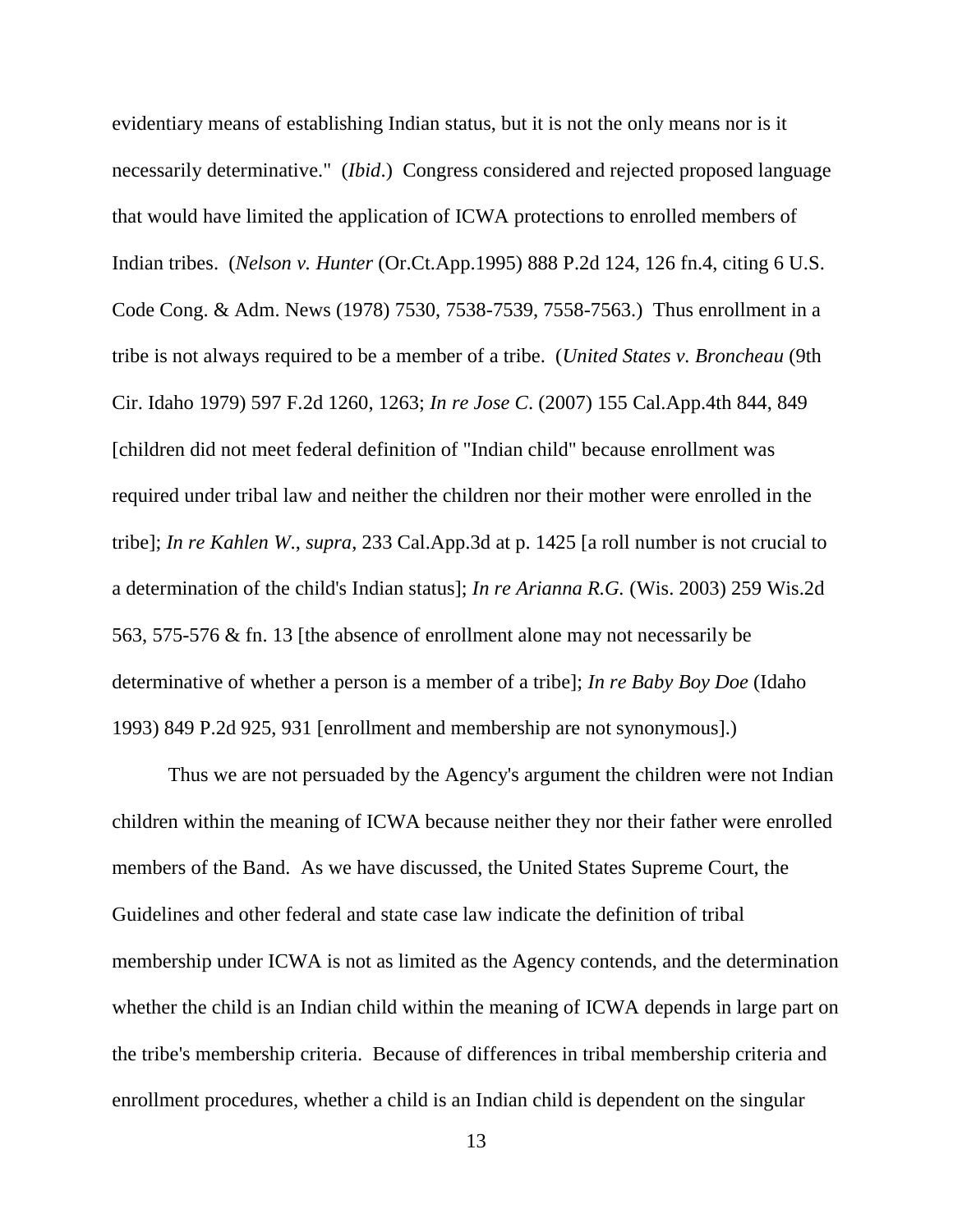evidentiary means of establishing Indian status, but it is not the only means nor is it necessarily determinative." (*Ibid*.) Congress considered and rejected proposed language that would have limited the application of ICWA protections to enrolled members of Indian tribes. (*Nelson v. Hunter* (Or.Ct.App.1995) 888 P.2d 124, 126 fn.4, citing 6 U.S. Code Cong. & Adm. News (1978) 7530, 7538-7539, 7558-7563.) Thus enrollment in a tribe is not always required to be a member of a tribe. (*United States v. Broncheau* (9th Cir. Idaho 1979) 597 F.2d 1260, 1263; *In re Jose C*. (2007) 155 Cal.App.4th 844, 849 [children did not meet federal definition of "Indian child" because enrollment was required under tribal law and neither the children nor their mother were enrolled in the tribe]; *In re Kahlen W., supra*, 233 Cal.App.3d at p. 1425 [a roll number is not crucial to a determination of the child's Indian status]; *In re Arianna R.G.* (Wis. 2003) 259 Wis.2d 563, 575-576 & fn. 13 [the absence of enrollment alone may not necessarily be determinative of whether a person is a member of a tribe]; *In re Baby Boy Doe* (Idaho 1993) 849 P.2d 925, 931 [enrollment and membership are not synonymous].)

Thus we are not persuaded by the Agency's argument the children were not Indian children within the meaning of ICWA because neither they nor their father were enrolled members of the Band. As we have discussed, the United States Supreme Court, the Guidelines and other federal and state case law indicate the definition of tribal membership under ICWA is not as limited as the Agency contends, and the determination whether the child is an Indian child within the meaning of ICWA depends in large part on the tribe's membership criteria. Because of differences in tribal membership criteria and enrollment procedures, whether a child is an Indian child is dependent on the singular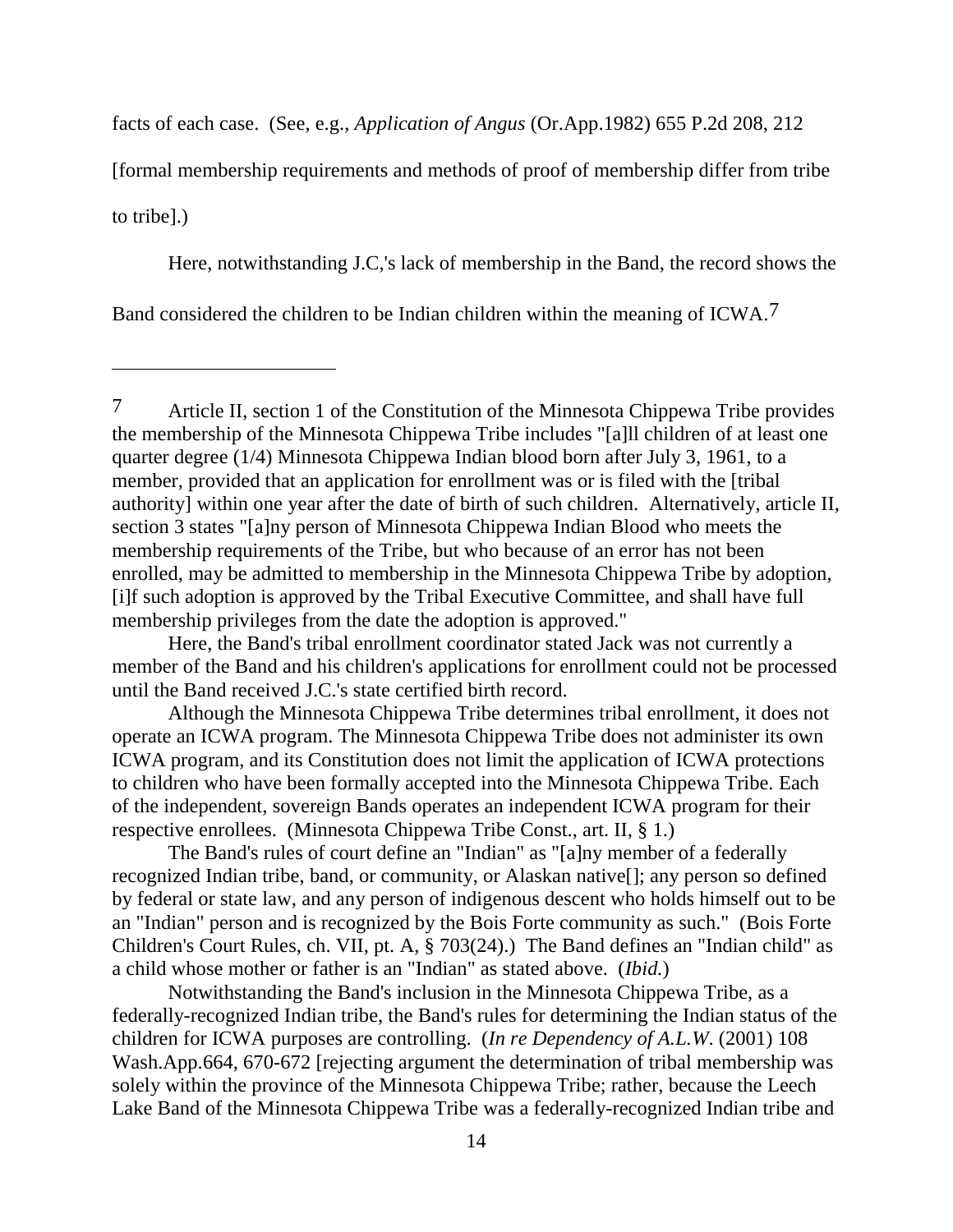facts of each case. (See, e.g., *Application of Angus* (Or.App.1982) 655 P.2d 208, 212 [formal membership requirements and methods of proof of membership differ from tribe to tribe].)

Here, notwithstanding J.C,'s lack of membership in the Band, the record shows the Band considered the children to be Indian children within the meaning of ICWA.[7]

---

[7] Article II, section 1 of the Constitution of the Minnesota Chippewa Tribe provides the membership of the Minnesota Chippewa Tribe includes "[a]ll children of at least one quarter degree (1/4) Minnesota Chippewa Indian blood born after July 3, 1961, to a member, provided that an application for enrollment was or is filed with the [tribal authority] within one year after the date of birth of such children. Alternatively, article II, section 3 states "[a]ny person of Minnesota Chippewa Indian Blood who meets the membership requirements of the Tribe, but who because of an error has not been enrolled, may be admitted to membership in the Minnesota Chippewa Tribe by adoption, [i]f such adoption is approved by the Tribal Executive Committee, and shall have full membership privileges from the date the adoption is approved."

Here, the Band's tribal enrollment coordinator stated Jack was not currently a member of the Band and his children's applications for enrollment could not be processed until the Band received J.C.'s state certified birth record.

Although the Minnesota Chippewa Tribe determines tribal enrollment, it does not operate an ICWA program. The Minnesota Chippewa Tribe does not administer its own ICWA program, and its Constitution does not limit the application of ICWA protections to children who have been formally accepted into the Minnesota Chippewa Tribe. Each of the independent, sovereign Bands operates an independent ICWA program for their respective enrollees. (Minnesota Chippewa Tribe Const., art. II, § 1.)

The Band's rules of court define an "Indian" as "[a]ny member of a federally recognized Indian tribe, band, or community, or Alaskan native[]; any person so defined by federal or state law, and any person of indigenous descent who holds himself out to be an "Indian" person and is recognized by the Bois Forte community as such." (Bois Forte Children's Court Rules, ch. VII, pt. A, § 703(24).) The Band defines an "Indian child" as a child whose mother or father is an "Indian" as stated above. (*Ibid.*)

Notwithstanding the Band's inclusion in the Minnesota Chippewa Tribe, as a federally-recognized Indian tribe, the Band's rules for determining the Indian status of the children for ICWA purposes are controlling. (*In re Dependency of A.L.W.* (2001) 108 Wash.App.664, 670-672 [rejecting argument the determination of tribal membership was solely within the province of the Minnesota Chippewa Tribe; rather, because the Leech Lake Band of the Minnesota Chippewa Tribe was a federally-recognized Indian tribe and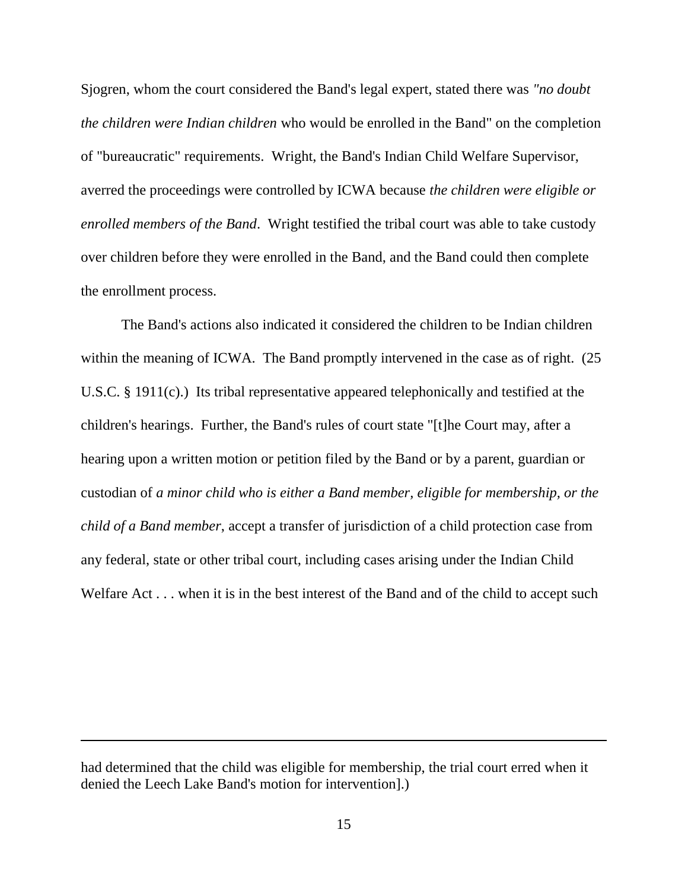Sjogren, whom the court considered the Band's legal expert, stated there was *"no doubt the children were Indian children* who would be enrolled in the Band" on the completion of "bureaucratic" requirements. Wright, the Band's Indian Child Welfare Supervisor, averred the proceedings were controlled by ICWA because *the children were eligible or enrolled members of the Band*. Wright testified the tribal court was able to take custody over children before they were enrolled in the Band, and the Band could then complete the enrollment process.

The Band's actions also indicated it considered the children to be Indian children within the meaning of ICWA. The Band promptly intervened in the case as of right. (25 U.S.C. § 1911(c).) Its tribal representative appeared telephonically and testified at the children's hearings. Further, the Band's rules of court state "[t]he Court may, after a hearing upon a written motion or petition filed by the Band or by a parent, guardian or custodian of *a minor child who is either a Band member, eligible for membership, or the child of a Band member*, accept a transfer of jurisdiction of a child protection case from any federal, state or other tribal court, including cases arising under the Indian Child Welfare Act . . . when it is in the best interest of the Band and of the child to accept such

---

had determined that the child was eligible for membership, the trial court erred when it denied the Leech Lake Band's motion for intervention].)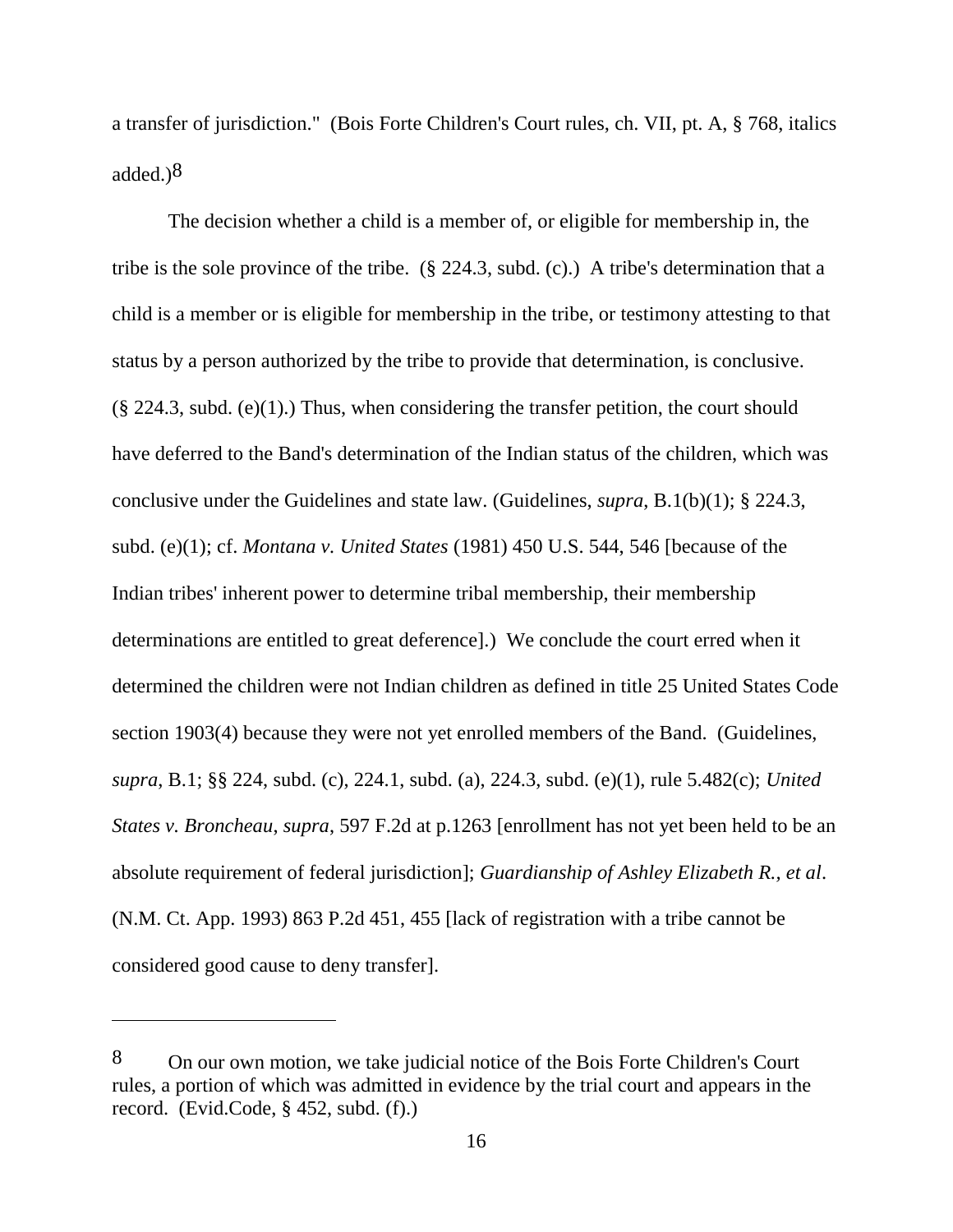a transfer of jurisdiction." (Bois Forte Children's Court rules, ch. VII, pt. A, § 768, italics added.)[8]

The decision whether a child is a member of, or eligible for membership in, the tribe is the sole province of the tribe. (§ 224.3, subd. (c).) A tribe's determination that a child is a member or is eligible for membership in the tribe, or testimony attesting to that status by a person authorized by the tribe to provide that determination, is conclusive. (§ 224.3, subd. (e)(1).) Thus, when considering the transfer petition, the court should have deferred to the Band's determination of the Indian status of the children, which was conclusive under the Guidelines and state law. (Guidelines, *supra*, B.1(b)(1); § 224.3, subd. (e)(1); cf. *Montana v. United States* (1981) 450 U.S. 544, 546 [because of the Indian tribes' inherent power to determine tribal membership, their membership determinations are entitled to great deference].) We conclude the court erred when it determined the children were not Indian children as defined in title 25 United States Code section 1903(4) because they were not yet enrolled members of the Band. (Guidelines, *supra*, B.1; §§ 224, subd. (c), 224.1, subd. (a), 224.3, subd. (e)(1), rule 5.482(c); *United States v. Broncheau*, *supra*, 597 F.2d at p.1263 [enrollment has not yet been held to be an absolute requirement of federal jurisdiction]; *Guardianship of Ashley Elizabeth R., et al*. (N.M. Ct. App. 1993) 863 P.2d 451, 455 [lack of registration with a tribe cannot be considered good cause to deny transfer].

---

[8] On our own motion, we take judicial notice of the Bois Forte Children's Court rules, a portion of which was admitted in evidence by the trial court and appears in the record. (Evid.Code, § 452, subd. (f).)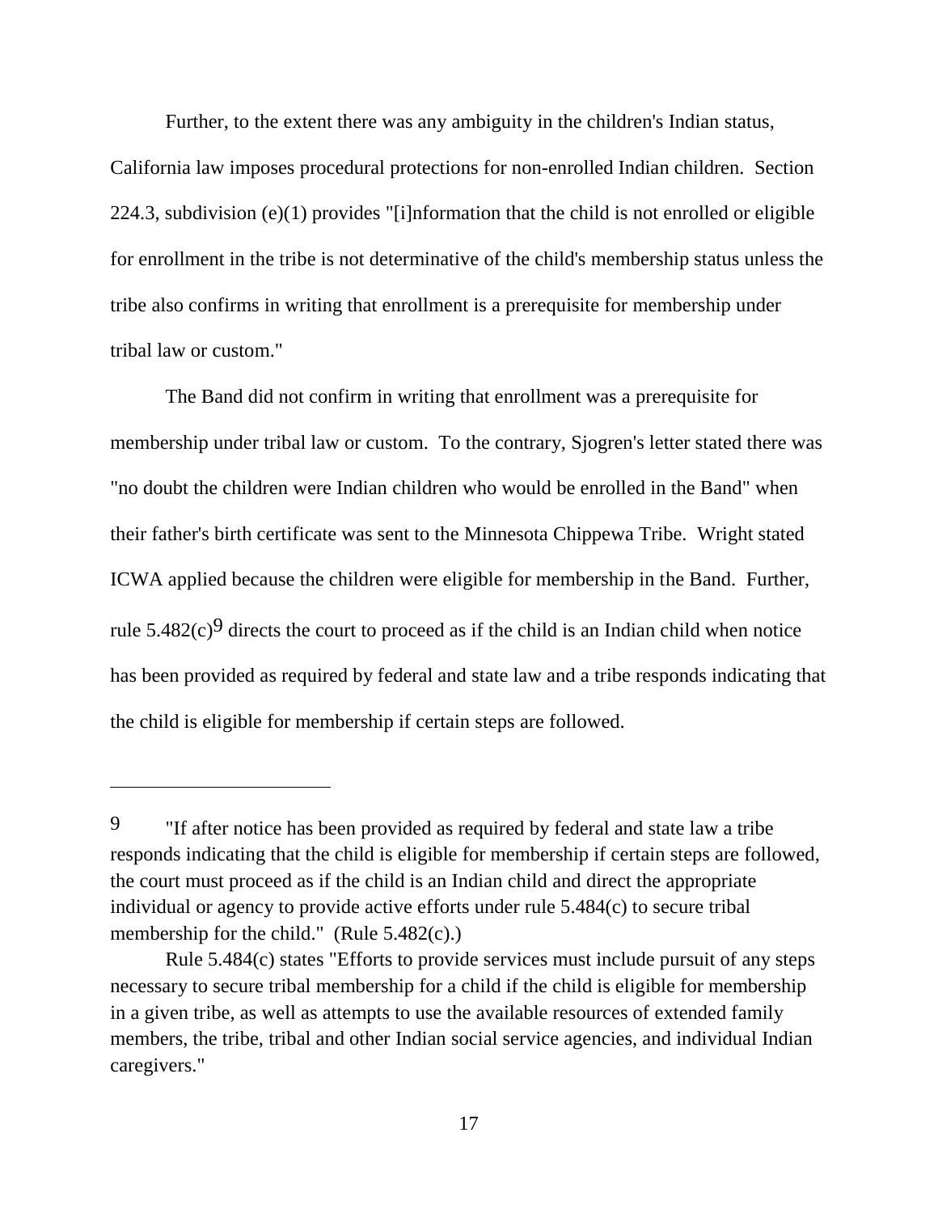Further, to the extent there was any ambiguity in the children's Indian status, California law imposes procedural protections for non-enrolled Indian children. Section 224.3, subdivision (e)(1) provides "[i]nformation that the child is not enrolled or eligible for enrollment in the tribe is not determinative of the child's membership status unless the tribe also confirms in writing that enrollment is a prerequisite for membership under tribal law or custom."

The Band did not confirm in writing that enrollment was a prerequisite for membership under tribal law or custom. To the contrary, Sjogren's letter stated there was "no doubt the children were Indian children who would be enrolled in the Band" when their father's birth certificate was sent to the Minnesota Chippewa Tribe. Wright stated ICWA applied because the children were eligible for membership in the Band. Further, rule 5.482(c)[9] directs the court to proceed as if the child is an Indian child when notice has been provided as required by federal and state law and a tribe responds indicating that the child is eligible for membership if certain steps are followed.

---

[9] "If after notice has been provided as required by federal and state law a tribe responds indicating that the child is eligible for membership if certain steps are followed, the court must proceed as if the child is an Indian child and direct the appropriate individual or agency to provide active efforts under rule 5.484(c) to secure tribal membership for the child." (Rule 5.482(c).)

Rule 5.484(c) states "Efforts to provide services must include pursuit of any steps necessary to secure tribal membership for a child if the child is eligible for membership in a given tribe, as well as attempts to use the available resources of extended family members, the tribe, tribal and other Indian social service agencies, and individual Indian caregivers."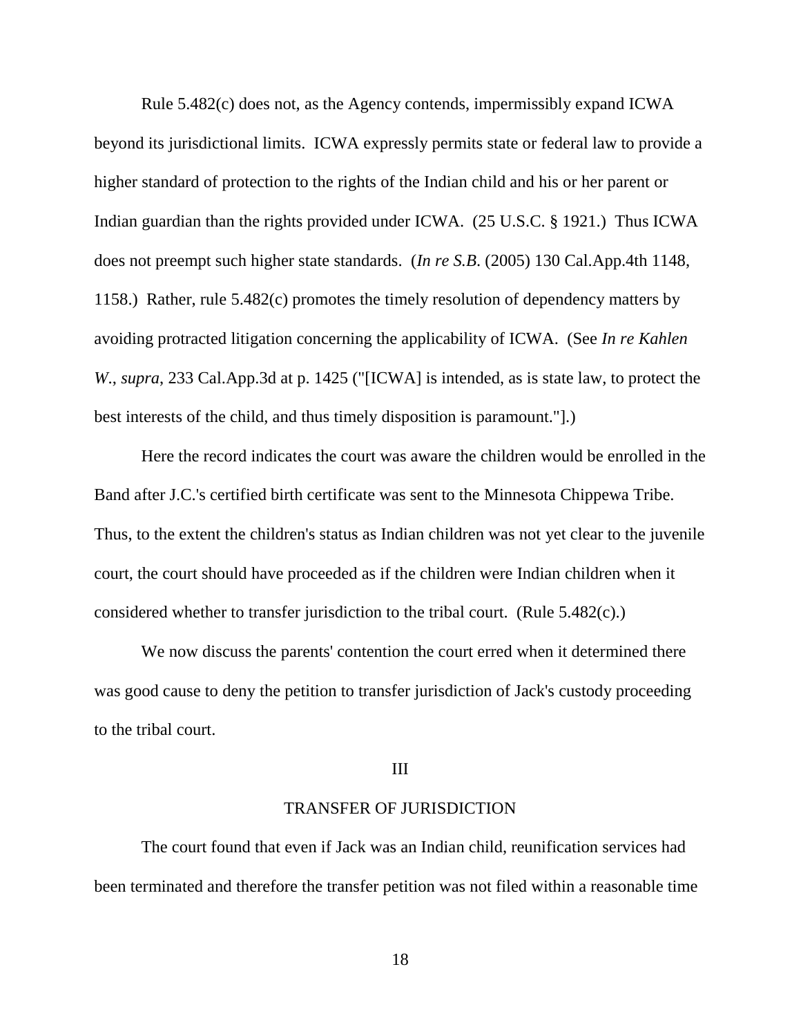Rule 5.482(c) does not, as the Agency contends, impermissibly expand ICWA beyond its jurisdictional limits. ICWA expressly permits state or federal law to provide a higher standard of protection to the rights of the Indian child and his or her parent or Indian guardian than the rights provided under ICWA. (25 U.S.C. § 1921.) Thus ICWA does not preempt such higher state standards. (*In re S.B.* (2005) 130 Cal.App.4th 1148, 1158.) Rather, rule 5.482(c) promotes the timely resolution of dependency matters by avoiding protracted litigation concerning the applicability of ICWA. (See *In re Kahlen W.*, *supra*, 233 Cal.App.3d at p. 1425 ("[ICWA] is intended, as is state law, to protect the best interests of the child, and thus timely disposition is paramount."].)

Here the record indicates the court was aware the children would be enrolled in the Band after J.C.'s certified birth certificate was sent to the Minnesota Chippewa Tribe. Thus, to the extent the children's status as Indian children was not yet clear to the juvenile court, the court should have proceeded as if the children were Indian children when it considered whether to transfer jurisdiction to the tribal court. (Rule 5.482(c).)

We now discuss the parents' contention the court erred when it determined there was good cause to deny the petition to transfer jurisdiction of Jack's custody proceeding to the tribal court.

## III

## TRANSFER OF JURISDICTION

The court found that even if Jack was an Indian child, reunification services had been terminated and therefore the transfer petition was not filed within a reasonable time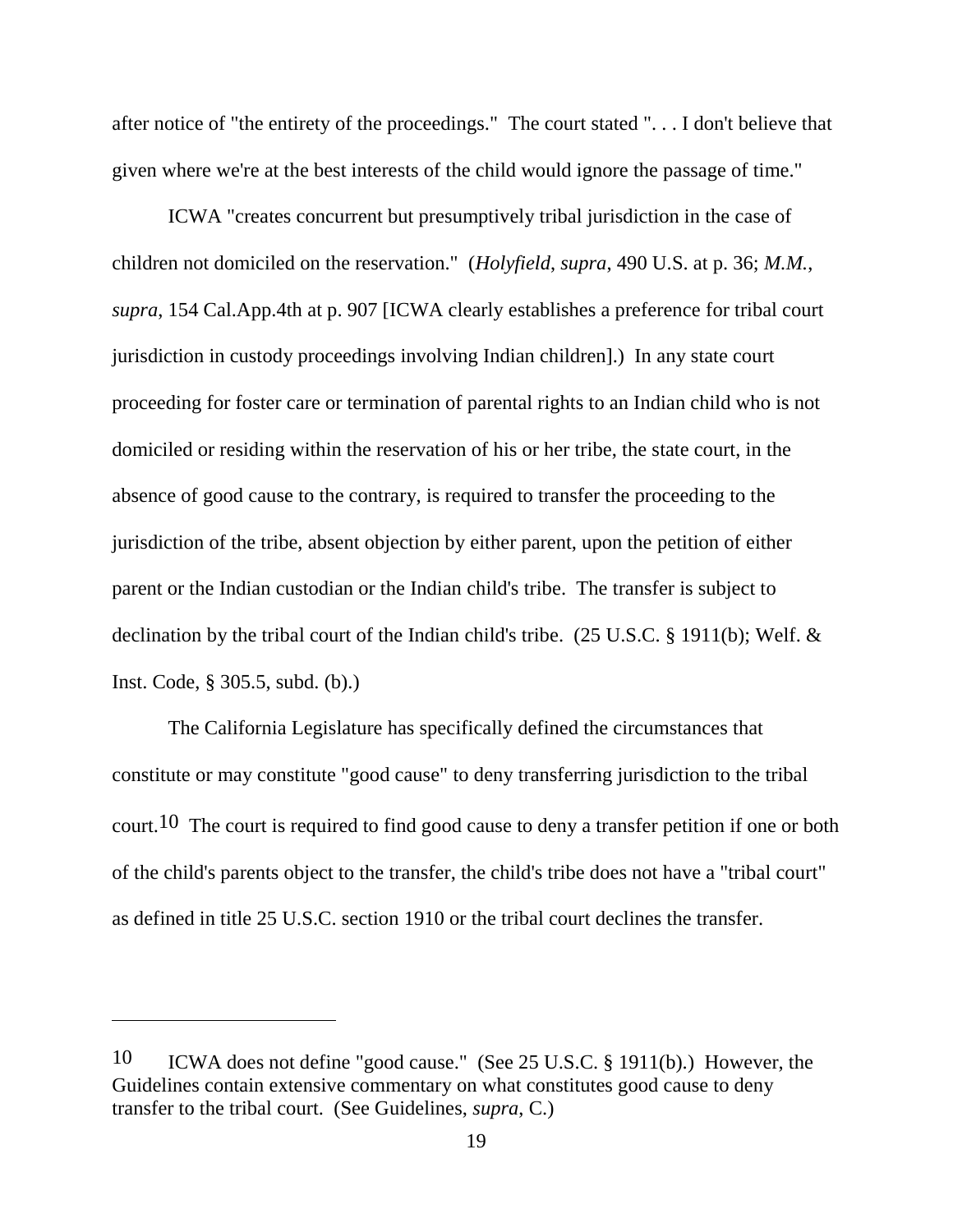after notice of "the entirety of the proceedings." The court stated ". . . I don't believe that given where we're at the best interests of the child would ignore the passage of time."

ICWA "creates concurrent but presumptively tribal jurisdiction in the case of children not domiciled on the reservation." (*Holyfield*, *supra*, 490 U.S. at p. 36; *M.M.*, *supra*, 154 Cal.App.4th at p. 907 [ICWA clearly establishes a preference for tribal court jurisdiction in custody proceedings involving Indian children].) In any state court proceeding for foster care or termination of parental rights to an Indian child who is not domiciled or residing within the reservation of his or her tribe, the state court, in the absence of good cause to the contrary, is required to transfer the proceeding to the jurisdiction of the tribe, absent objection by either parent, upon the petition of either parent or the Indian custodian or the Indian child's tribe. The transfer is subject to declination by the tribal court of the Indian child's tribe. (25 U.S.C. § 1911(b); Welf. & Inst. Code, § 305.5, subd. (b).)

The California Legislature has specifically defined the circumstances that constitute or may constitute "good cause" to deny transferring jurisdiction to the tribal court.[10] The court is required to find good cause to deny a transfer petition if one or both of the child's parents object to the transfer, the child's tribe does not have a "tribal court" as defined in title 25 U.S.C. section 1910 or the tribal court declines the transfer.

---

[10] ICWA does not define "good cause." (See 25 U.S.C. § 1911(b).) However, the Guidelines contain extensive commentary on what constitutes good cause to deny transfer to the tribal court. (See Guidelines, *supra*, C.)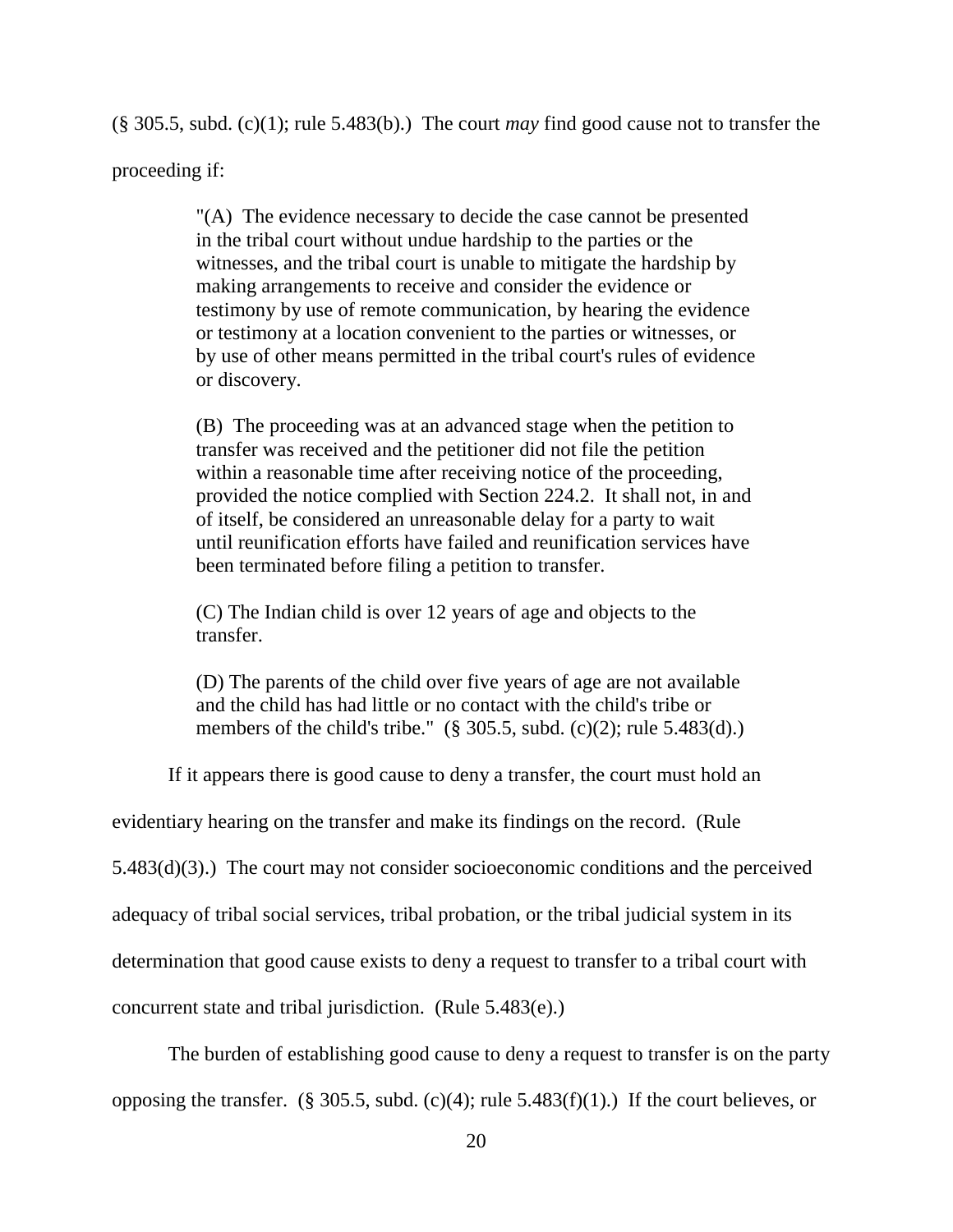(§ 305.5, subd. (c)(1); rule 5.483(b).) The court *may* find good cause not to transfer the proceeding if:

> "(A) The evidence necessary to decide the case cannot be presented in the tribal court without undue hardship to the parties or the witnesses, and the tribal court is unable to mitigate the hardship by making arrangements to receive and consider the evidence or testimony by use of remote communication, by hearing the evidence or testimony at a location convenient to the parties or witnesses, or by use of other means permitted in the tribal court's rules of evidence or discovery.
>
> (B) The proceeding was at an advanced stage when the petition to transfer was received and the petitioner did not file the petition within a reasonable time after receiving notice of the proceeding, provided the notice complied with Section 224.2. It shall not, in and of itself, be considered an unreasonable delay for a party to wait until reunification efforts have failed and reunification services have been terminated before filing a petition to transfer.
>
> (C) The Indian child is over 12 years of age and objects to the transfer.
>
> (D) The parents of the child over five years of age are not available and the child has had little or no contact with the child's tribe or members of the child's tribe." (§ 305.5, subd. (c)(2); rule 5.483(d).)

If it appears there is good cause to deny a transfer, the court must hold an evidentiary hearing on the transfer and make its findings on the record. (Rule 5.483(d)(3).) The court may not consider socioeconomic conditions and the perceived adequacy of tribal social services, tribal probation, or the tribal judicial system in its determination that good cause exists to deny a request to transfer to a tribal court with concurrent state and tribal jurisdiction. (Rule 5.483(e).)

The burden of establishing good cause to deny a request to transfer is on the party opposing the transfer. (§ 305.5, subd. (c)(4); rule 5.483(f)(1).) If the court believes, or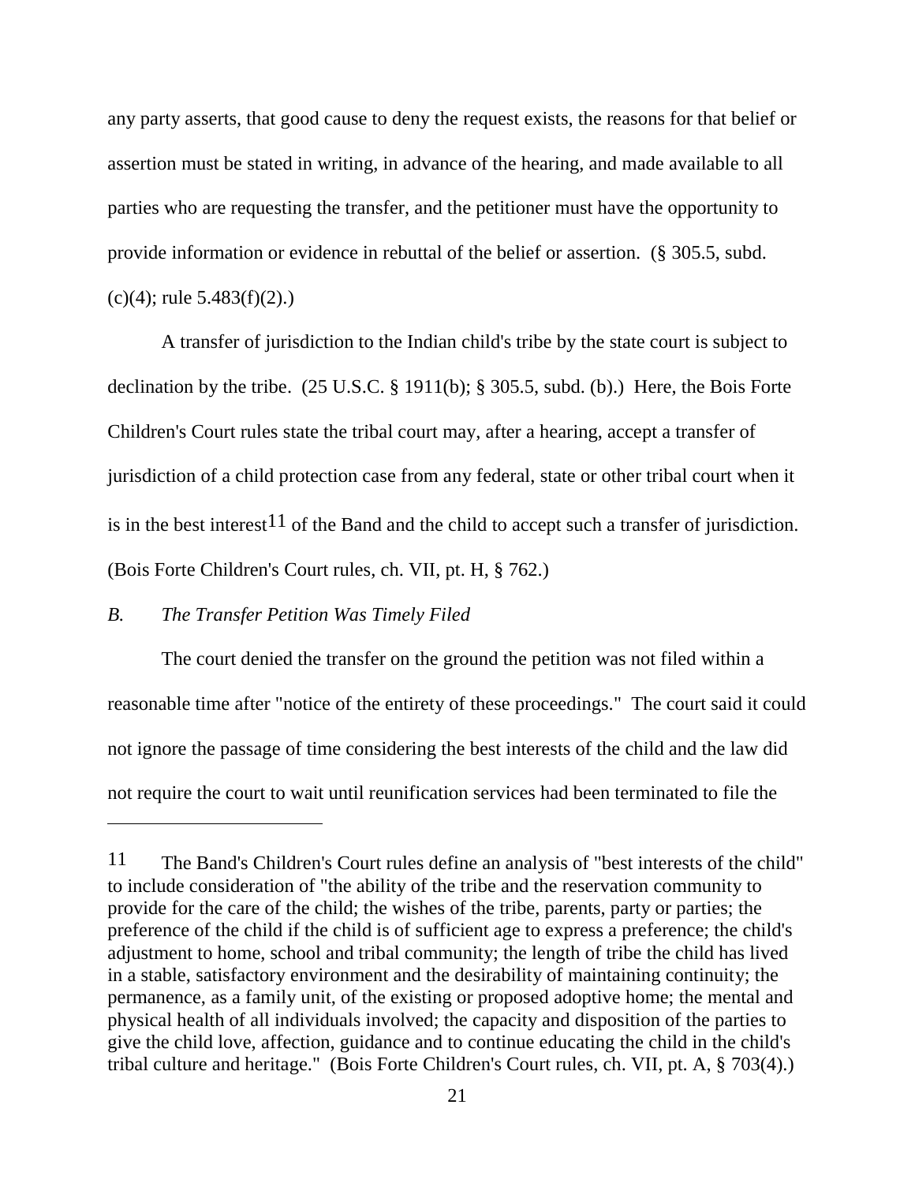any party asserts, that good cause to deny the request exists, the reasons for that belief or assertion must be stated in writing, in advance of the hearing, and made available to all parties who are requesting the transfer, and the petitioner must have the opportunity to provide information or evidence in rebuttal of the belief or assertion. (§ 305.5, subd. (c)(4); rule 5.483(f)(2).)

A transfer of jurisdiction to the Indian child's tribe by the state court is subject to declination by the tribe. (25 U.S.C. § 1911(b); § 305.5, subd. (b).) Here, the Bois Forte Children's Court rules state the tribal court may, after a hearing, accept a transfer of jurisdiction of a child protection case from any federal, state or other tribal court when it is in the best interest[11] of the Band and the child to accept such a transfer of jurisdiction. (Bois Forte Children's Court rules, ch. VII, pt. H, § 762.)

*B. The Transfer Petition Was Timely Filed*

The court denied the transfer on the ground the petition was not filed within a reasonable time after "notice of the entirety of these proceedings." The court said it could not ignore the passage of time considering the best interests of the child and the law did not require the court to wait until reunification services had been terminated to file the

---

[11] The Band's Children's Court rules define an analysis of "best interests of the child" to include consideration of "the ability of the tribe and the reservation community to provide for the care of the child; the wishes of the tribe, parents, party or parties; the preference of the child if the child is of sufficient age to express a preference; the child's adjustment to home, school and tribal community; the length of tribe the child has lived in a stable, satisfactory environment and the desirability of maintaining continuity; the permanence, as a family unit, of the existing or proposed adoptive home; the mental and physical health of all individuals involved; the capacity and disposition of the parties to give the child love, affection, guidance and to continue educating the child in the child's tribal culture and heritage." (Bois Forte Children's Court rules, ch. VII, pt. A, § 703(4).)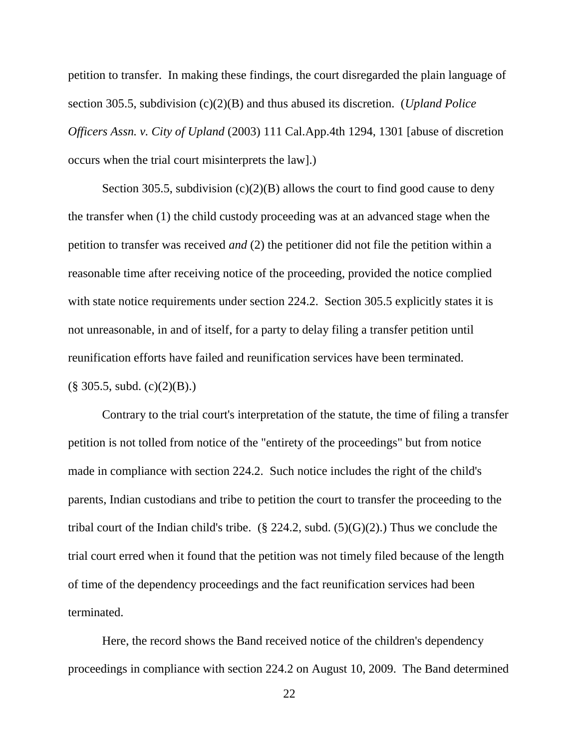petition to transfer. In making these findings, the court disregarded the plain language of section 305.5, subdivision (c)(2)(B) and thus abused its discretion. (*Upland Police Officers Assn. v. City of Upland* (2003) 111 Cal.App.4th 1294, 1301 [abuse of discretion occurs when the trial court misinterprets the law].)

Section 305.5, subdivision (c)(2)(B) allows the court to find good cause to deny the transfer when (1) the child custody proceeding was at an advanced stage when the petition to transfer was received *and* (2) the petitioner did not file the petition within a reasonable time after receiving notice of the proceeding, provided the notice complied with state notice requirements under section 224.2. Section 305.5 explicitly states it is not unreasonable, in and of itself, for a party to delay filing a transfer petition until reunification efforts have failed and reunification services have been terminated. (§ 305.5, subd. (c)(2)(B).)

Contrary to the trial court's interpretation of the statute, the time of filing a transfer petition is not tolled from notice of the "entirety of the proceedings" but from notice made in compliance with section 224.2. Such notice includes the right of the child's parents, Indian custodians and tribe to petition the court to transfer the proceeding to the tribal court of the Indian child's tribe. (§ 224.2, subd. (5)(G)(2).) Thus we conclude the trial court erred when it found that the petition was not timely filed because of the length of time of the dependency proceedings and the fact reunification services had been terminated.

Here, the record shows the Band received notice of the children's dependency proceedings in compliance with section 224.2 on August 10, 2009. The Band determined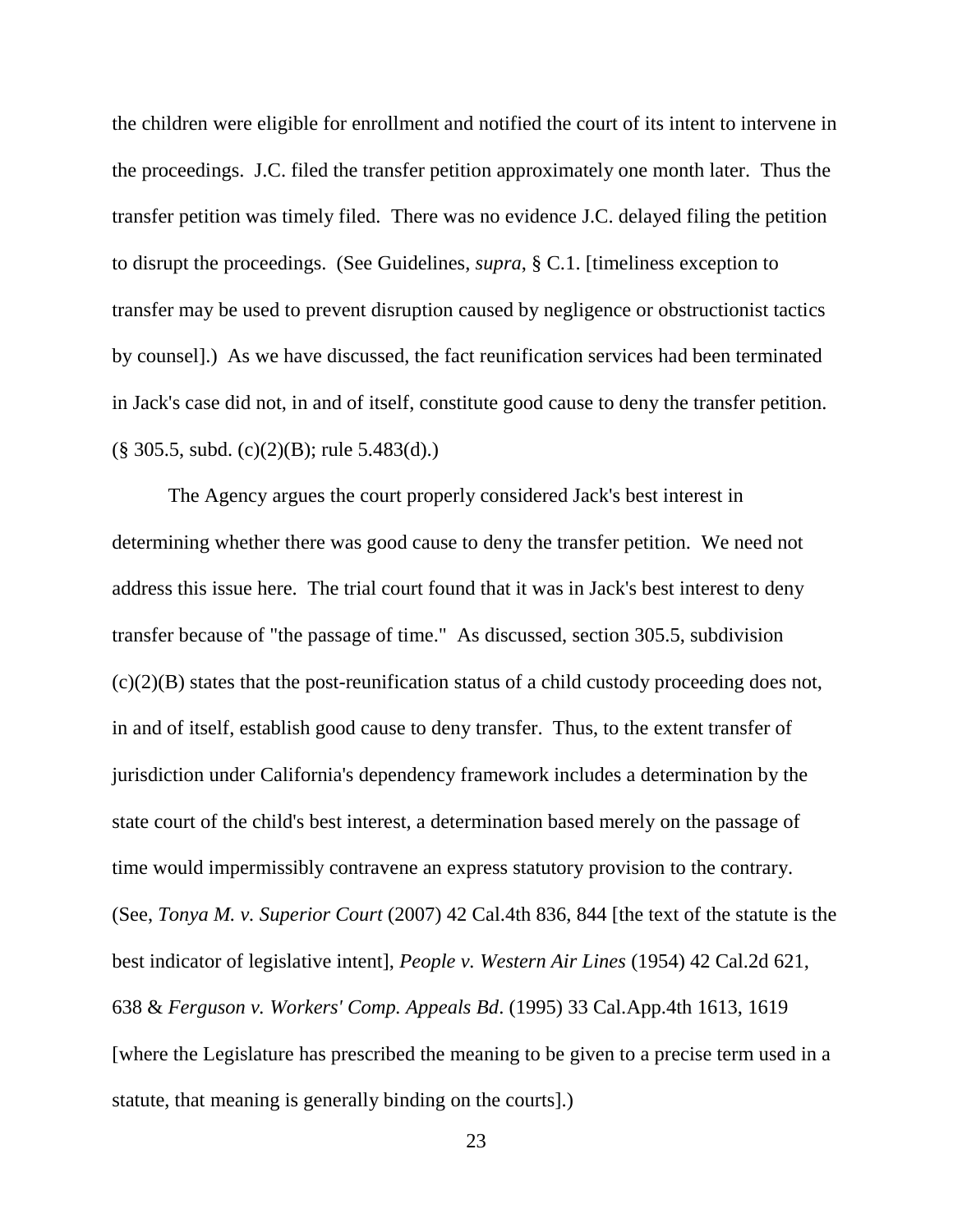the children were eligible for enrollment and notified the court of its intent to intervene in the proceedings. J.C. filed the transfer petition approximately one month later. Thus the transfer petition was timely filed. There was no evidence J.C. delayed filing the petition to disrupt the proceedings. (See Guidelines, *supra*, § C.1. [timeliness exception to transfer may be used to prevent disruption caused by negligence or obstructionist tactics by counsel].) As we have discussed, the fact reunification services had been terminated in Jack's case did not, in and of itself, constitute good cause to deny the transfer petition. (§ 305.5, subd. (c)(2)(B); rule 5.483(d).)

The Agency argues the court properly considered Jack's best interest in determining whether there was good cause to deny the transfer petition. We need not address this issue here. The trial court found that it was in Jack's best interest to deny transfer because of "the passage of time." As discussed, section 305.5, subdivision (c)(2)(B) states that the post-reunification status of a child custody proceeding does not, in and of itself, establish good cause to deny transfer. Thus, to the extent transfer of jurisdiction under California's dependency framework includes a determination by the state court of the child's best interest, a determination based merely on the passage of time would impermissibly contravene an express statutory provision to the contrary. (See, *Tonya M. v. Superior Court* (2007) 42 Cal.4th 836, 844 [the text of the statute is the best indicator of legislative intent], *People v. Western Air Lines* (1954) 42 Cal.2d 621, 638 & *Ferguson v. Workers' Comp. Appeals Bd*. (1995) 33 Cal.App.4th 1613, 1619 [where the Legislature has prescribed the meaning to be given to a precise term used in a statute, that meaning is generally binding on the courts].)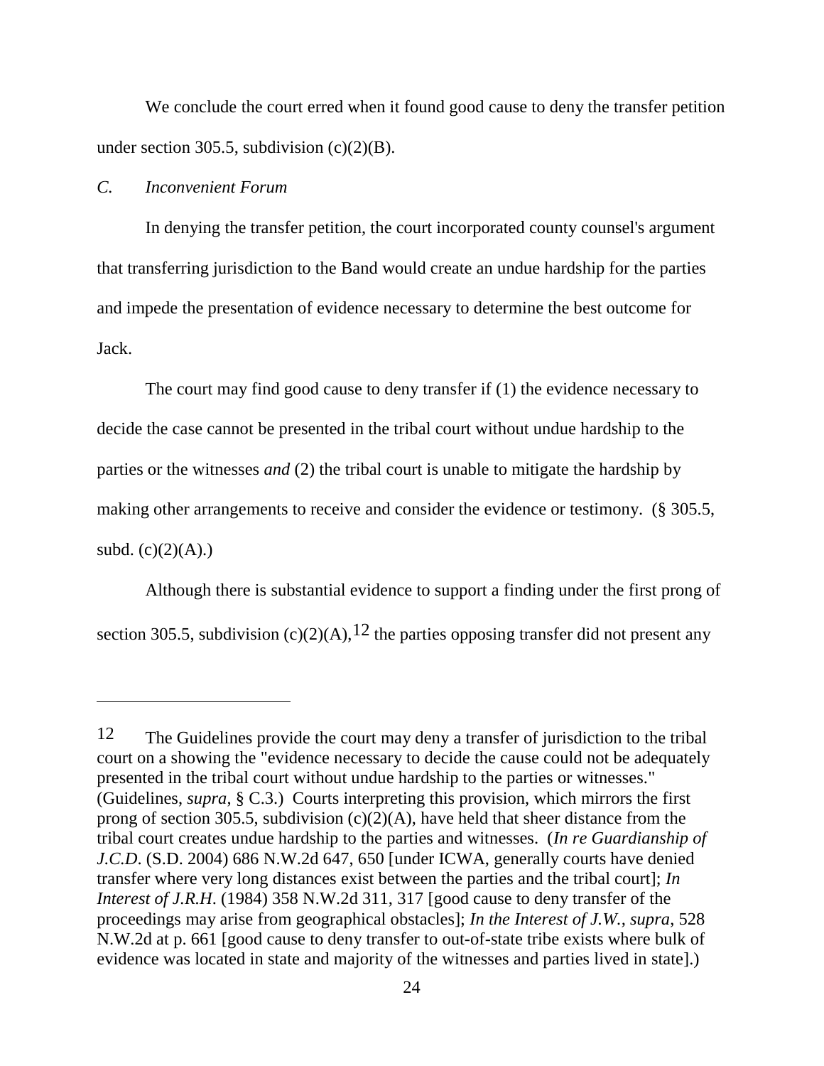We conclude the court erred when it found good cause to deny the transfer petition under section 305.5, subdivision (c)(2)(B).

*C. Inconvenient Forum*

In denying the transfer petition, the court incorporated county counsel's argument that transferring jurisdiction to the Band would create an undue hardship for the parties and impede the presentation of evidence necessary to determine the best outcome for Jack.

The court may find good cause to deny transfer if (1) the evidence necessary to decide the case cannot be presented in the tribal court without undue hardship to the parties or the witnesses *and* (2) the tribal court is unable to mitigate the hardship by making other arrangements to receive and consider the evidence or testimony. (§ 305.5, subd. (c)(2)(A).)

Although there is substantial evidence to support a finding under the first prong of section 305.5, subdivision (c)(2)(A),[12] the parties opposing transfer did not present any

---

[12] The Guidelines provide the court may deny a transfer of jurisdiction to the tribal court on a showing the "evidence necessary to decide the cause could not be adequately presented in the tribal court without undue hardship to the parties or witnesses." (Guidelines, *supra*, § C.3.) Courts interpreting this provision, which mirrors the first prong of section 305.5, subdivision (c)(2)(A), have held that sheer distance from the tribal court creates undue hardship to the parties and witnesses. (*In re Guardianship of J.C.D.* (S.D. 2004) 686 N.W.2d 647, 650 [under ICWA, generally courts have denied transfer where very long distances exist between the parties and the tribal court]; *In Interest of J.R.H.* (1984) 358 N.W.2d 311, 317 [good cause to deny transfer of the proceedings may arise from geographical obstacles]; *In the Interest of J.W.*, *supra*, 528 N.W.2d at p. 661 [good cause to deny transfer to out-of-state tribe exists where bulk of evidence was located in state and majority of the witnesses and parties lived in state].)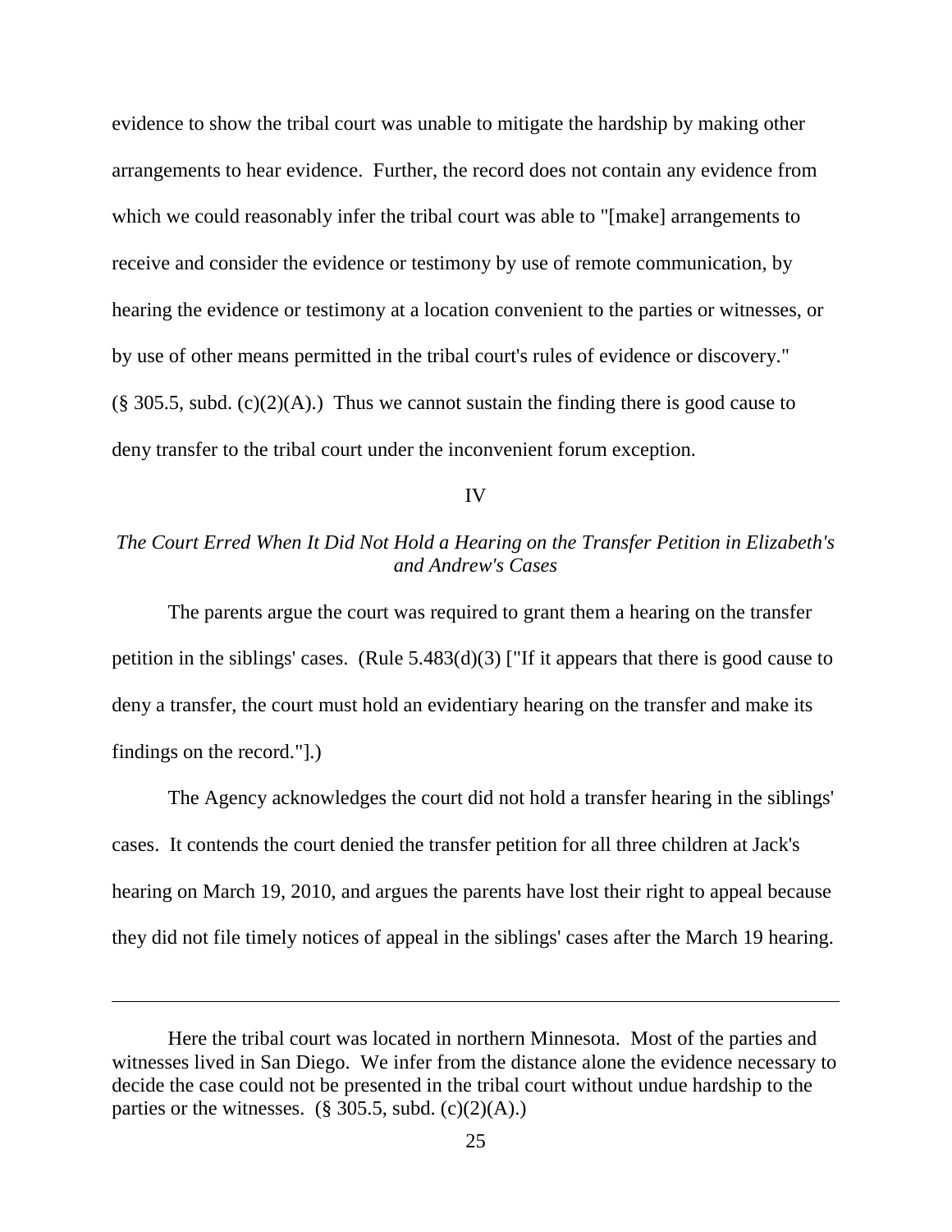evidence to show the tribal court was unable to mitigate the hardship by making other arrangements to hear evidence. Further, the record does not contain any evidence from which we could reasonably infer the tribal court was able to "[make] arrangements to receive and consider the evidence or testimony by use of remote communication, by hearing the evidence or testimony at a location convenient to the parties or witnesses, or by use of other means permitted in the tribal court's rules of evidence or discovery." (§ 305.5, subd. (c)(2)(A).) Thus we cannot sustain the finding there is good cause to deny transfer to the tribal court under the inconvenient forum exception.

IV

*The Court Erred When It Did Not Hold a Hearing on the Transfer Petition in Elizabeth's and Andrew's Cases*

The parents argue the court was required to grant them a hearing on the transfer petition in the siblings' cases. (Rule 5.483(d)(3) ["If it appears that there is good cause to deny a transfer, the court must hold an evidentiary hearing on the transfer and make its findings on the record."].)

The Agency acknowledges the court did not hold a transfer hearing in the siblings' cases. It contends the court denied the transfer petition for all three children at Jack's hearing on March 19, 2010, and argues the parents have lost their right to appeal because they did not file timely notices of appeal in the siblings' cases after the March 19 hearing.

---

Here the tribal court was located in northern Minnesota. Most of the parties and witnesses lived in San Diego. We infer from the distance alone the evidence necessary to decide the case could not be presented in the tribal court without undue hardship to the parties or the witnesses. (§ 305.5, subd. (c)(2)(A).)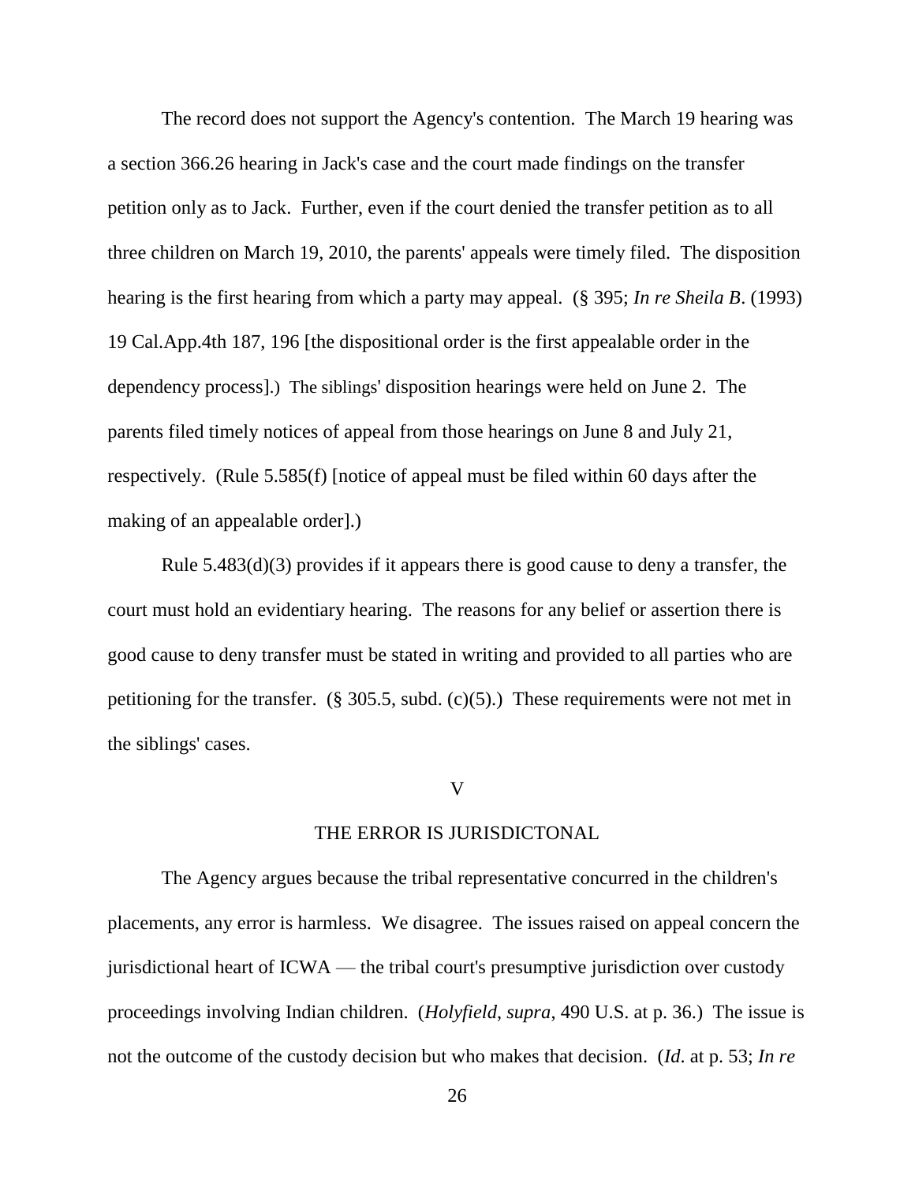The record does not support the Agency's contention. The March 19 hearing was a section 366.26 hearing in Jack's case and the court made findings on the transfer petition only as to Jack. Further, even if the court denied the transfer petition as to all three children on March 19, 2010, the parents' appeals were timely filed. The disposition hearing is the first hearing from which a party may appeal. (§ 395; *In re Sheila B*. (1993) 19 Cal.App.4th 187, 196 [the dispositional order is the first appealable order in the dependency process].) The siblings' disposition hearings were held on June 2. The parents filed timely notices of appeal from those hearings on June 8 and July 21, respectively. (Rule 5.585(f) [notice of appeal must be filed within 60 days after the making of an appealable order].)

Rule 5.483(d)(3) provides if it appears there is good cause to deny a transfer, the court must hold an evidentiary hearing. The reasons for any belief or assertion there is good cause to deny transfer must be stated in writing and provided to all parties who are petitioning for the transfer. (§ 305.5, subd. (c)(5).) These requirements were not met in the siblings' cases.

## V

## THE ERROR IS JURISDICTONAL

The Agency argues because the tribal representative concurred in the children's placements, any error is harmless. We disagree. The issues raised on appeal concern the jurisdictional heart of ICWA — the tribal court's presumptive jurisdiction over custody proceedings involving Indian children. (*Holyfield*, *supra*, 490 U.S. at p. 36.) The issue is not the outcome of the custody decision but who makes that decision. (*Id*. at p. 53; *In re*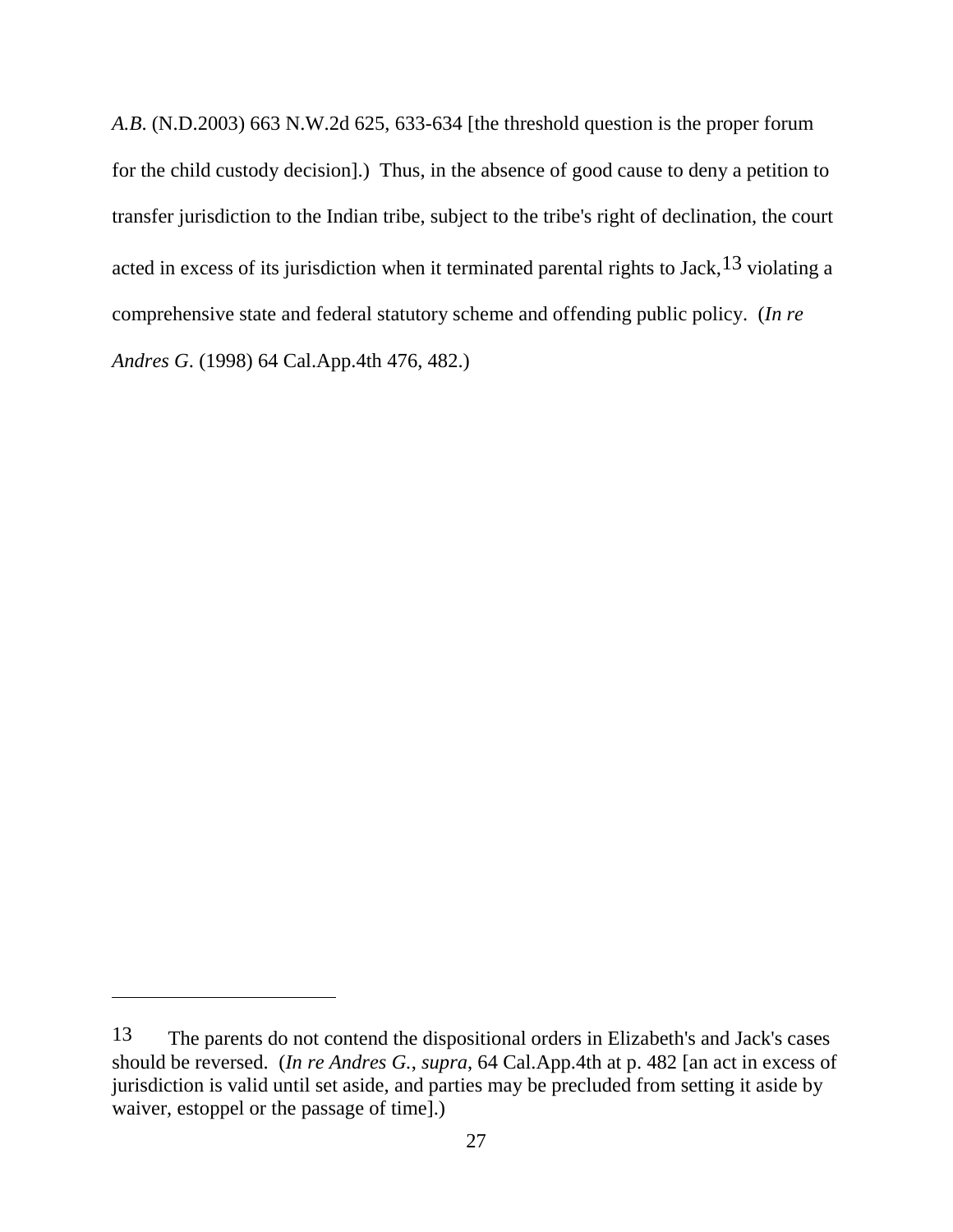*A.B.* (N.D.2003) 663 N.W.2d 625, 633-634 [the threshold question is the proper forum for the child custody decision].) Thus, in the absence of good cause to deny a petition to transfer jurisdiction to the Indian tribe, subject to the tribe's right of declination, the court acted in excess of its jurisdiction when it terminated parental rights to Jack,[13] violating a comprehensive state and federal statutory scheme and offending public policy. (*In re Andres G*. (1998) 64 Cal.App.4th 476, 482.)

---

[13] The parents do not contend the dispositional orders in Elizabeth's and Jack's cases should be reversed. (*In re Andres G.*, *supra*, 64 Cal.App.4th at p. 482 [an act in excess of jurisdiction is valid until set aside, and parties may be precluded from setting it aside by waiver, estoppel or the passage of time].)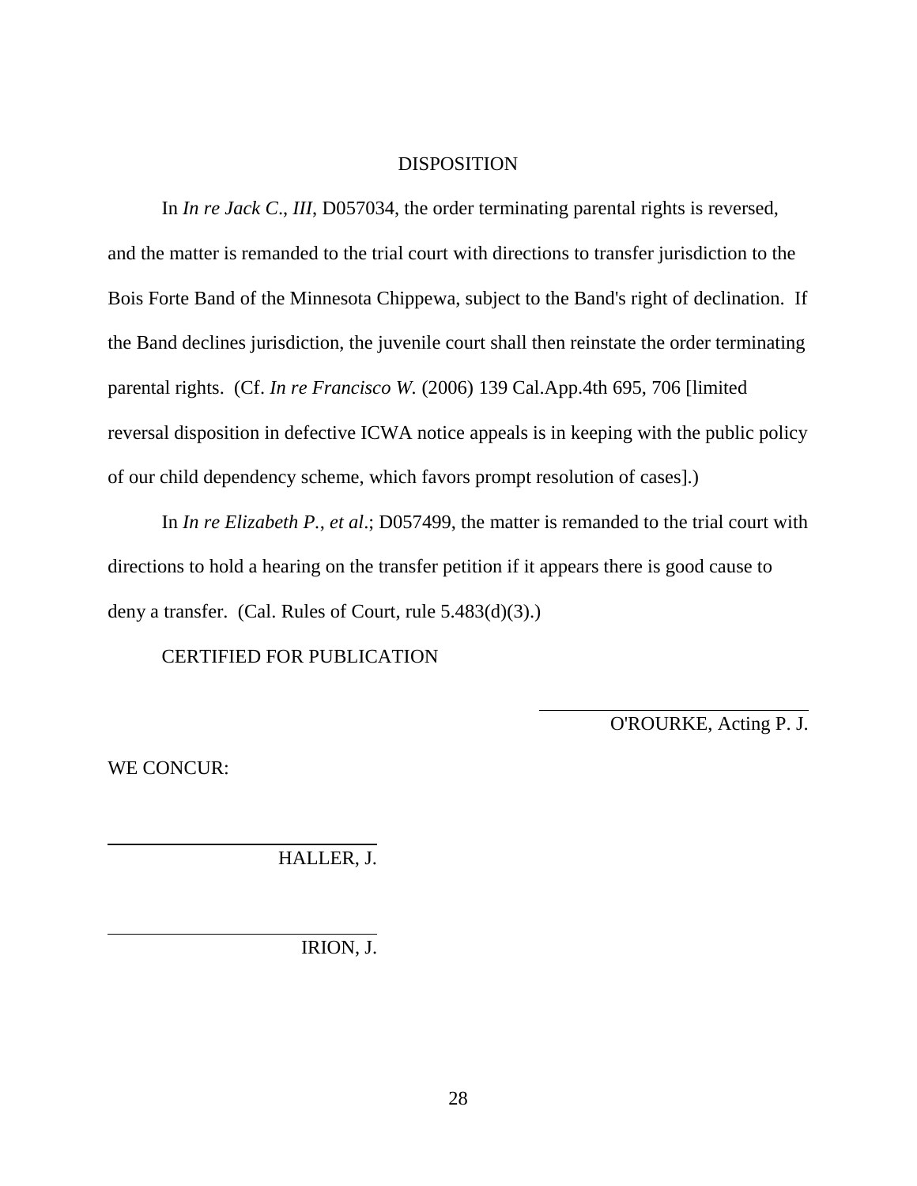## DISPOSITION

In *In re Jack C., III*, D057034, the order terminating parental rights is reversed, and the matter is remanded to the trial court with directions to transfer jurisdiction to the Bois Forte Band of the Minnesota Chippewa, subject to the Band's right of declination. If the Band declines jurisdiction, the juvenile court shall then reinstate the order terminating parental rights. (Cf. *In re Francisco W.* (2006) 139 Cal.App.4th 695, 706 [limited reversal disposition in defective ICWA notice appeals is in keeping with the public policy of our child dependency scheme, which favors prompt resolution of cases].)

In *In re Elizabeth P., et al*.; D057499, the matter is remanded to the trial court with directions to hold a hearing on the transfer petition if it appears there is good cause to deny a transfer. (Cal. Rules of Court, rule 5.483(d)(3).)

CERTIFIED FOR PUBLICATION

O'ROURKE, Acting P. J.

WE CONCUR:

HALLER, J.

IRION, J.